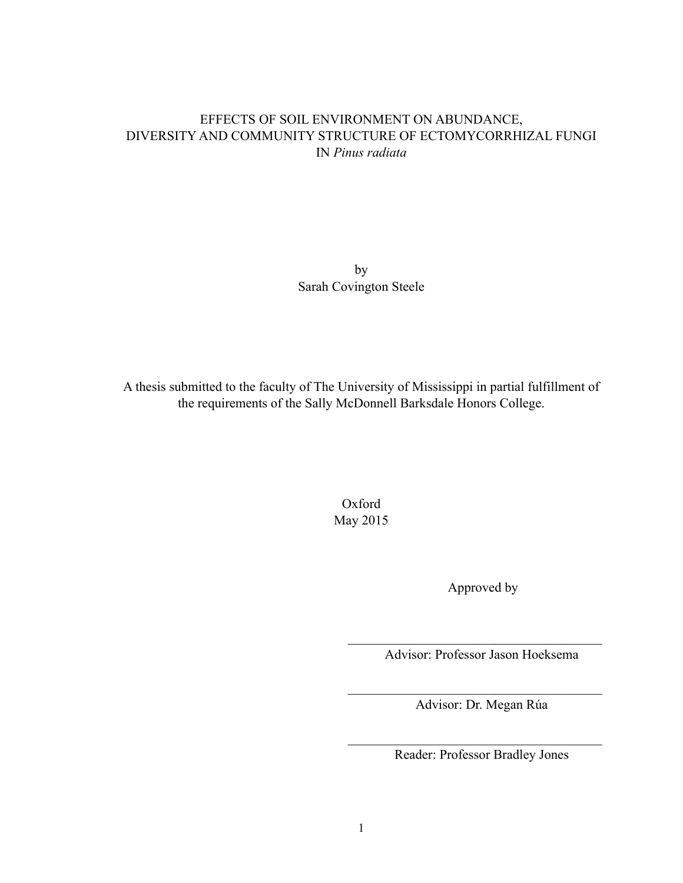# EFFECTS OF SOIL ENVIRONMENT ON ABUNDANCE, DIVERSITY AND COMMUNITY STRUCTURE OF ECTOMYCORRHIZAL FUNGI IN *Pinus radiata*

by
Sarah Covington Steele

A thesis submitted to the faculty of The University of Mississippi in partial fulfillment of the requirements of the Sally McDonnell Barksdale Honors College.

Oxford
May 2015

Approved by

___________________________________
Advisor: Professor Jason Hoeksema

___________________________________
Advisor: Dr. Megan Rúa

___________________________________
Reader: Professor Bradley Jones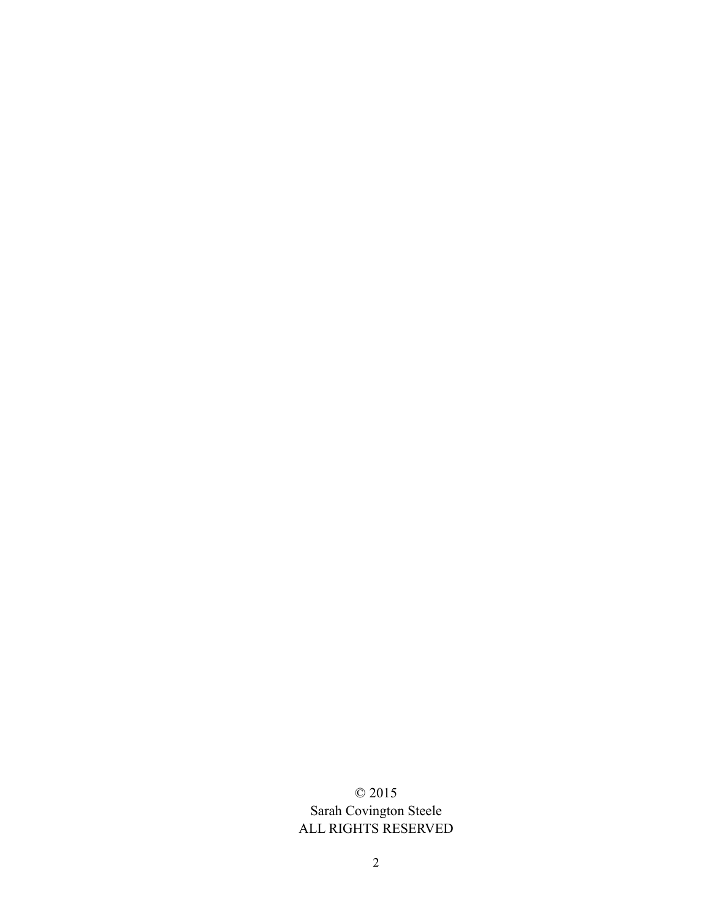© 2015
Sarah Covington Steele
ALL RIGHTS RESERVED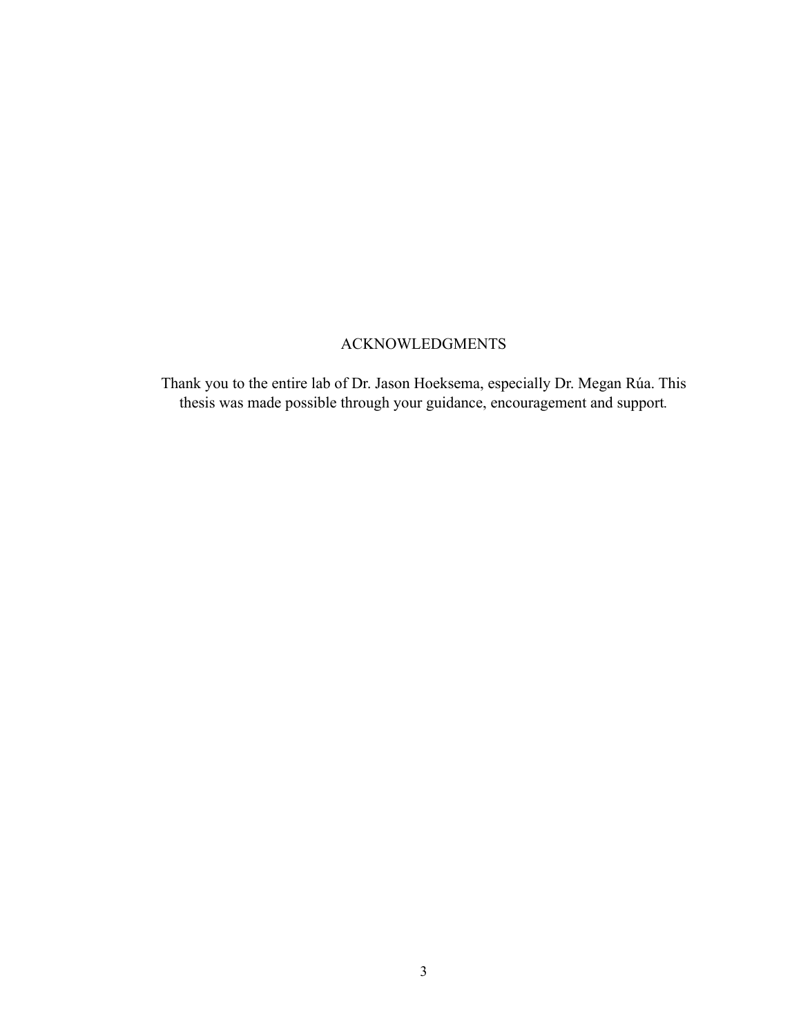# ACKNOWLEDGMENTS

Thank you to the entire lab of Dr. Jason Hoeksema, especially Dr. Megan Rúa. This thesis was made possible through your guidance, encouragement and support.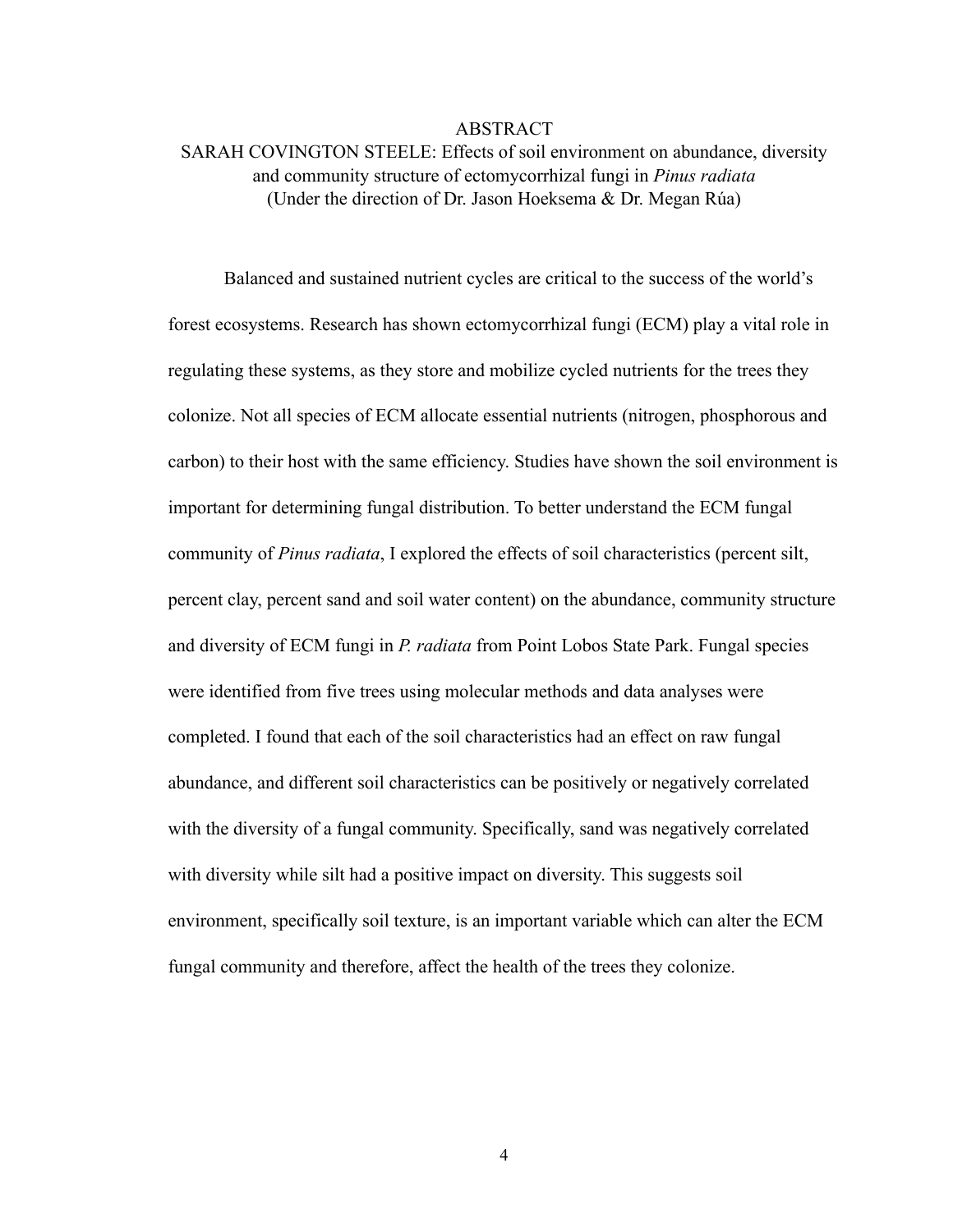# ABSTRACT

SARAH COVINGTON STEELE: Effects of soil environment on abundance, diversity and community structure of ectomycorrhizal fungi in *Pinus radiata*
(Under the direction of Dr. Jason Hoeksema & Dr. Megan Rúa)

Balanced and sustained nutrient cycles are critical to the success of the world's forest ecosystems. Research has shown ectomycorrhizal fungi (ECM) play a vital role in regulating these systems, as they store and mobilize cycled nutrients for the trees they colonize. Not all species of ECM allocate essential nutrients (nitrogen, phosphorous and carbon) to their host with the same efficiency. Studies have shown the soil environment is important for determining fungal distribution. To better understand the ECM fungal community of *Pinus radiata*, I explored the effects of soil characteristics (percent silt, percent clay, percent sand and soil water content) on the abundance, community structure and diversity of ECM fungi in *P. radiata* from Point Lobos State Park. Fungal species were identified from five trees using molecular methods and data analyses were completed. I found that each of the soil characteristics had an effect on raw fungal abundance, and different soil characteristics can be positively or negatively correlated with the diversity of a fungal community. Specifically, sand was negatively correlated with diversity while silt had a positive impact on diversity. This suggests soil environment, specifically soil texture, is an important variable which can alter the ECM fungal community and therefore, affect the health of the trees they colonize.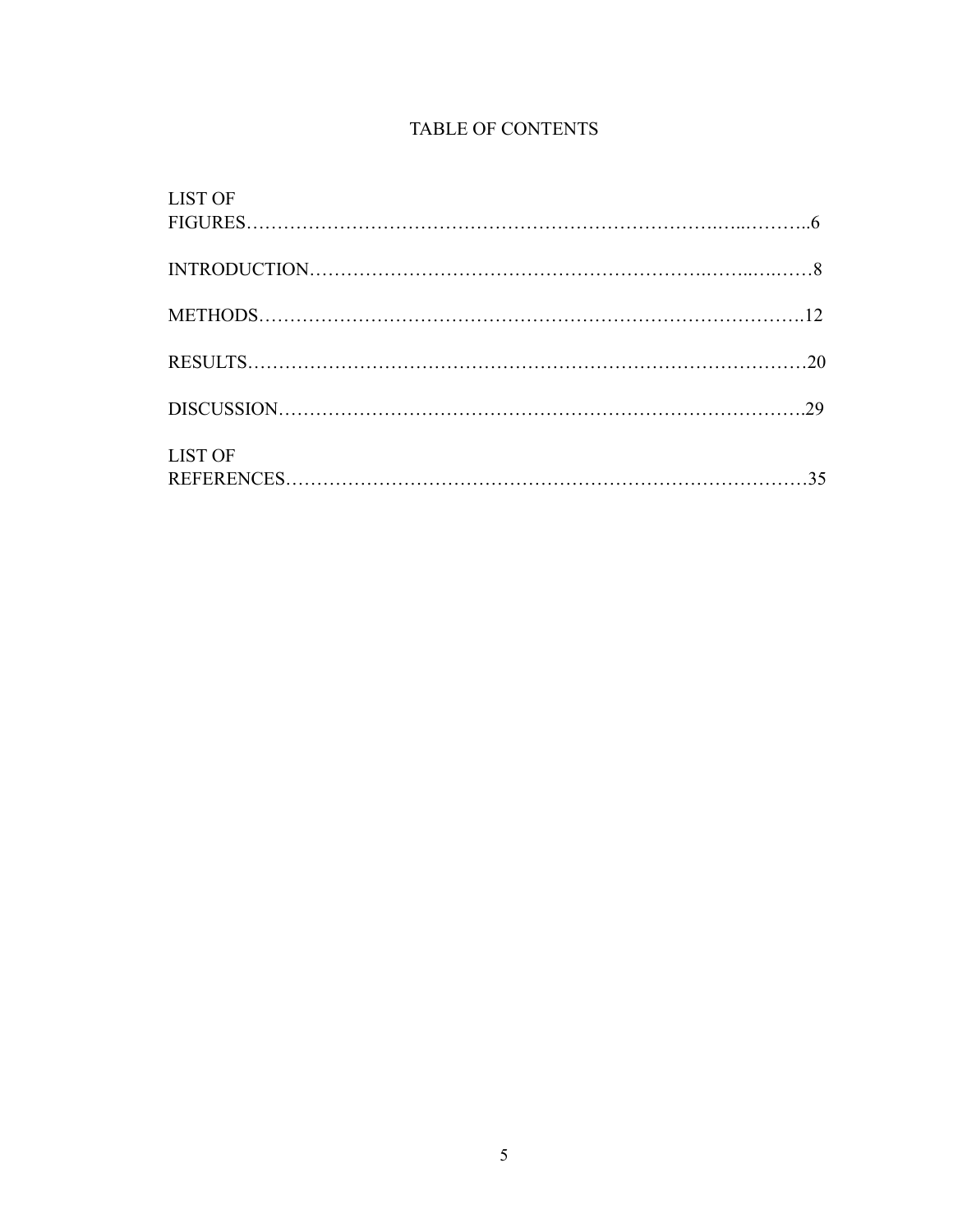# TABLE OF CONTENTS

LIST OF FIGURES……………………………………………………………….…..………..6

INTRODUCTION…………………………………………………….……..….……8

METHODS……………………………………………………………………….12

RESULTS……………………………………………………………………………20

DISCUSSION……………………………………………………………………….29

LIST OF REFERENCES…………………………………………………………………35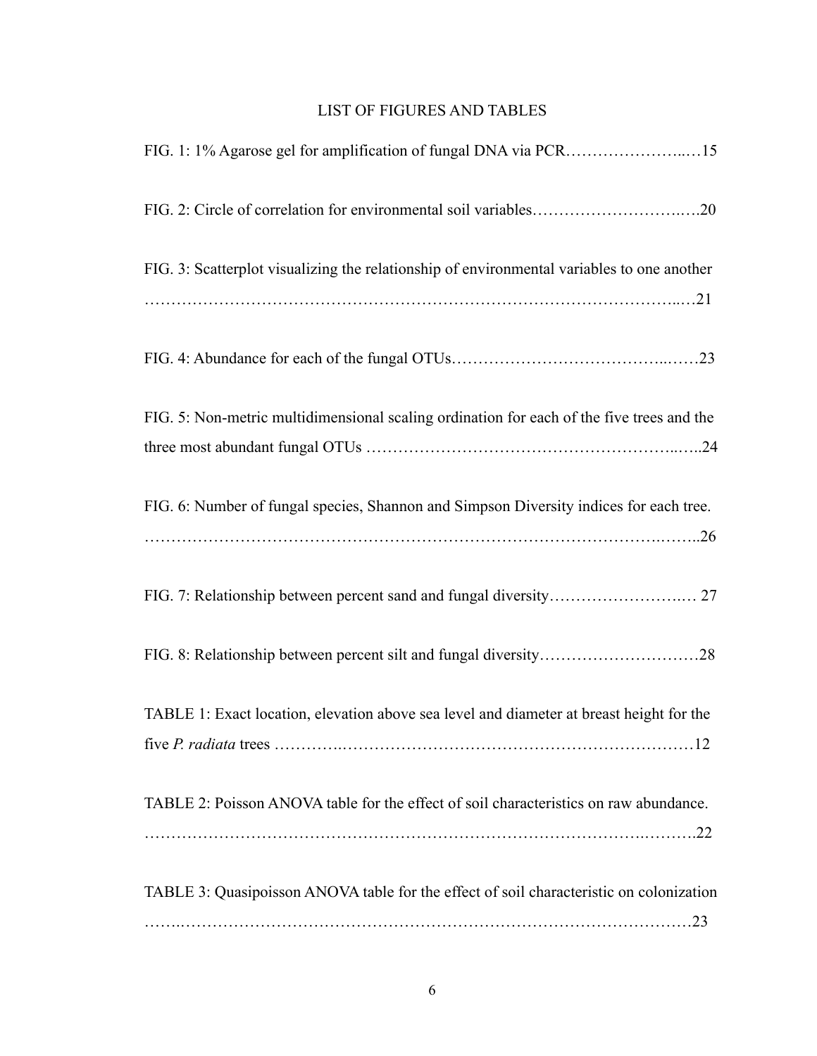# LIST OF FIGURES AND TABLES

FIG. 1: 1% Agarose gel for amplification of fungal DNA via PCR……………………..…15

FIG. 2: Circle of correlation for environmental soil variables……………………….….20

FIG. 3: Scatterplot visualizing the relationship of environmental variables to one another ……………………………………………………………………………………..…21

FIG. 4: Abundance for each of the fungal OTUs………………………………….……23

FIG. 5: Non-metric multidimensional scaling ordination for each of the five trees and the three most abundant fungal OTUs ………………………………………………..…..24

FIG. 6: Number of fungal species, Shannon and Simpson Diversity indices for each tree. ……………………………………………………………………………………..…..26

FIG. 7: Relationship between percent sand and fungal diversity…………………….… 27

FIG. 8: Relationship between percent silt and fungal diversity…………………………28

TABLE 1: Exact location, elevation above sea level and diameter at breast height for the five *P. radiata* trees ………….……………………………………………………12

TABLE 2: Poisson ANOVA table for the effect of soil characteristics on raw abundance. ……………………………………………………………………………….……….22

TABLE 3: Quasipoisson ANOVA table for the effect of soil characteristic on colonization ……..……………………………………………………………………………23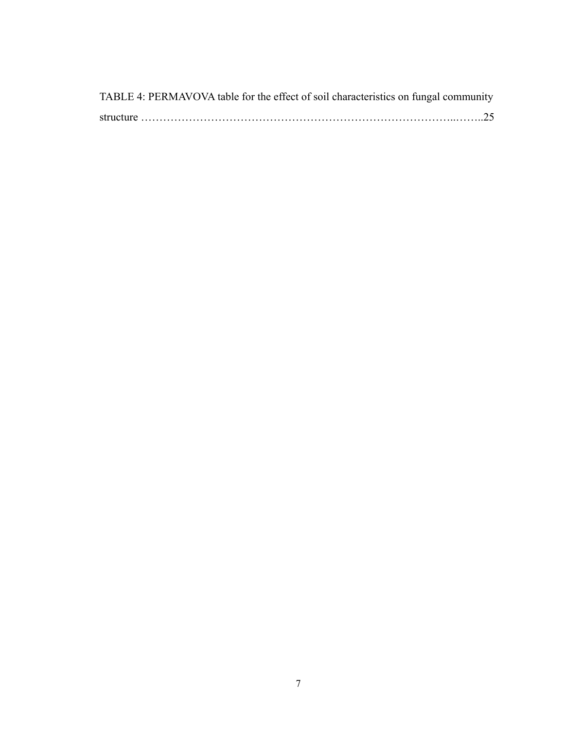TABLE 4: PERMAVOVA table for the effect of soil characteristics on fungal community structure ……………………………………………………………………………..……..25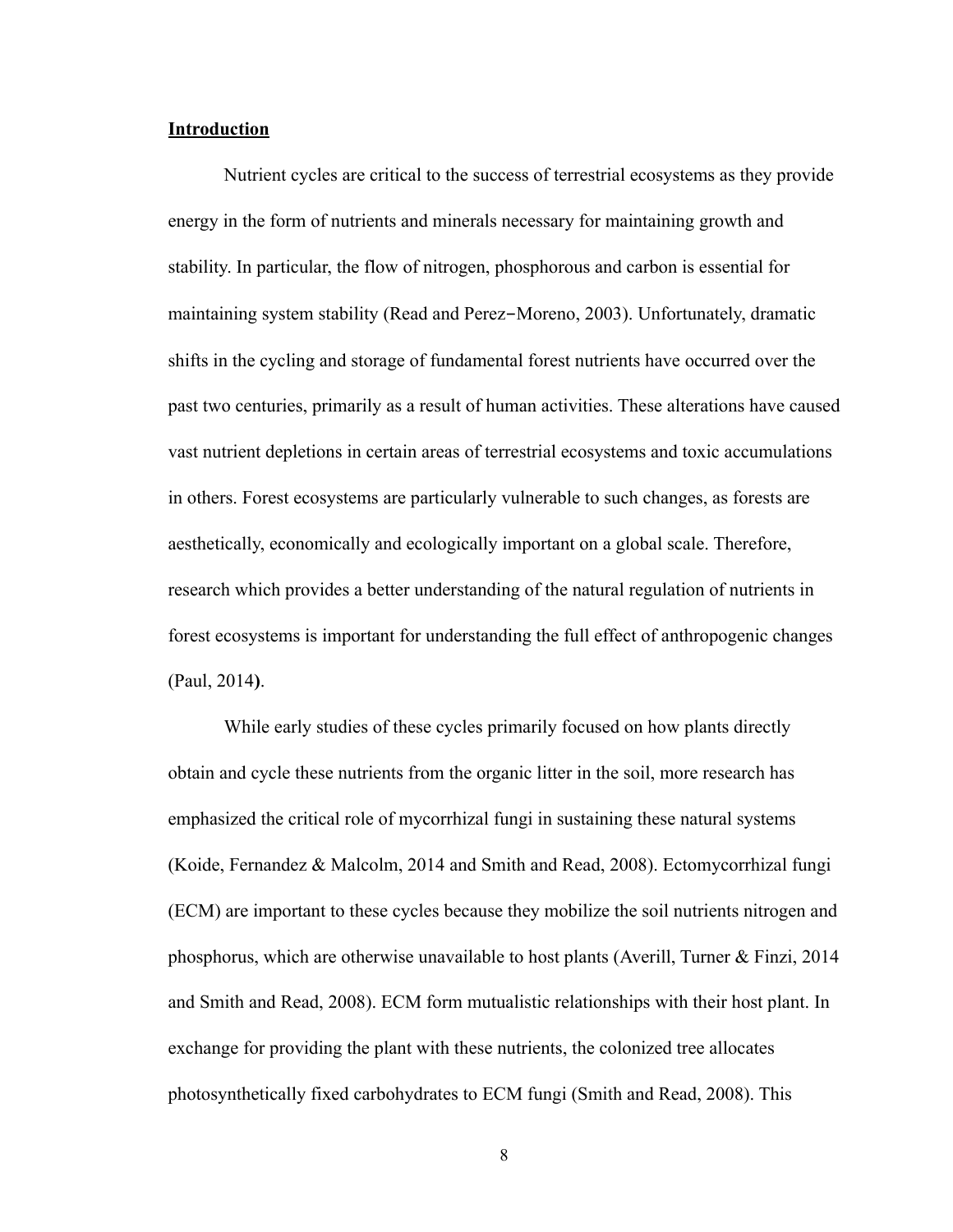## Introduction

Nutrient cycles are critical to the success of terrestrial ecosystems as they provide energy in the form of nutrients and minerals necessary for maintaining growth and stability. In particular, the flow of nitrogen, phosphorous and carbon is essential for maintaining system stability (Read and Perez−Moreno, 2003). Unfortunately, dramatic shifts in the cycling and storage of fundamental forest nutrients have occurred over the past two centuries, primarily as a result of human activities. These alterations have caused vast nutrient depletions in certain areas of terrestrial ecosystems and toxic accumulations in others. Forest ecosystems are particularly vulnerable to such changes, as forests are aesthetically, economically and ecologically important on a global scale. Therefore, research which provides a better understanding of the natural regulation of nutrients in forest ecosystems is important for understanding the full effect of anthropogenic changes (Paul, 2014**)**.

While early studies of these cycles primarily focused on how plants directly obtain and cycle these nutrients from the organic litter in the soil, more research has emphasized the critical role of mycorrhizal fungi in sustaining these natural systems (Koide, Fernandez & Malcolm, 2014 and Smith and Read, 2008). Ectomycorrhizal fungi (ECM) are important to these cycles because they mobilize the soil nutrients nitrogen and phosphorus, which are otherwise unavailable to host plants (Averill, Turner & Finzi, 2014 and Smith and Read, 2008). ECM form mutualistic relationships with their host plant. In exchange for providing the plant with these nutrients, the colonized tree allocates photosynthetically fixed carbohydrates to ECM fungi (Smith and Read, 2008). This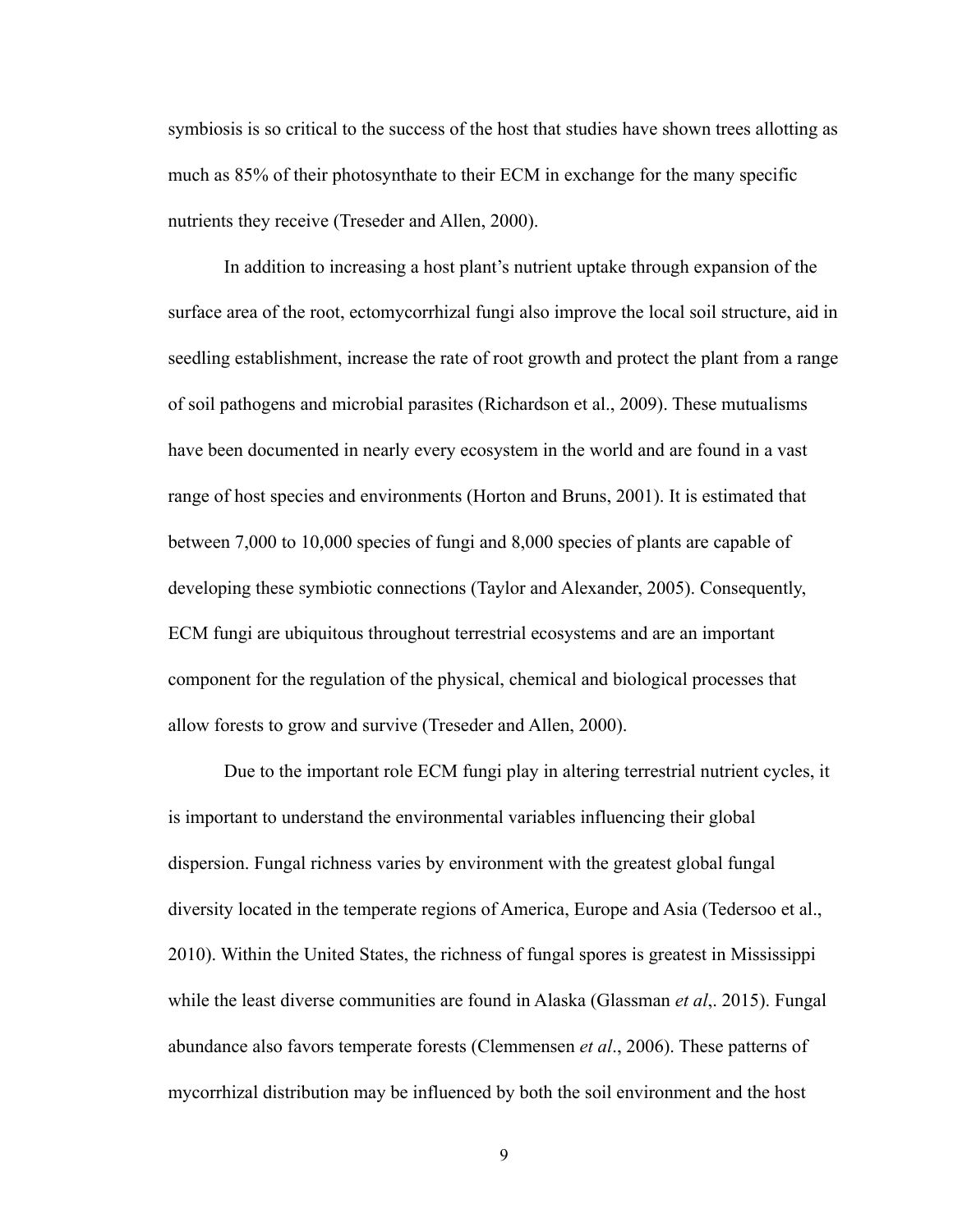symbiosis is so critical to the success of the host that studies have shown trees allotting as much as 85% of their photosynthate to their ECM in exchange for the many specific nutrients they receive (Treseder and Allen, 2000).

In addition to increasing a host plant's nutrient uptake through expansion of the surface area of the root, ectomycorrhizal fungi also improve the local soil structure, aid in seedling establishment, increase the rate of root growth and protect the plant from a range of soil pathogens and microbial parasites (Richardson et al., 2009). These mutualisms have been documented in nearly every ecosystem in the world and are found in a vast range of host species and environments (Horton and Bruns, 2001). It is estimated that between 7,000 to 10,000 species of fungi and 8,000 species of plants are capable of developing these symbiotic connections (Taylor and Alexander, 2005). Consequently, ECM fungi are ubiquitous throughout terrestrial ecosystems and are an important component for the regulation of the physical, chemical and biological processes that allow forests to grow and survive (Treseder and Allen, 2000).

Due to the important role ECM fungi play in altering terrestrial nutrient cycles, it is important to understand the environmental variables influencing their global dispersion. Fungal richness varies by environment with the greatest global fungal diversity located in the temperate regions of America, Europe and Asia (Tedersoo et al., 2010). Within the United States, the richness of fungal spores is greatest in Mississippi while the least diverse communities are found in Alaska (Glassman *et al*,. 2015). Fungal abundance also favors temperate forests (Clemmensen *et al*., 2006). These patterns of mycorrhizal distribution may be influenced by both the soil environment and the host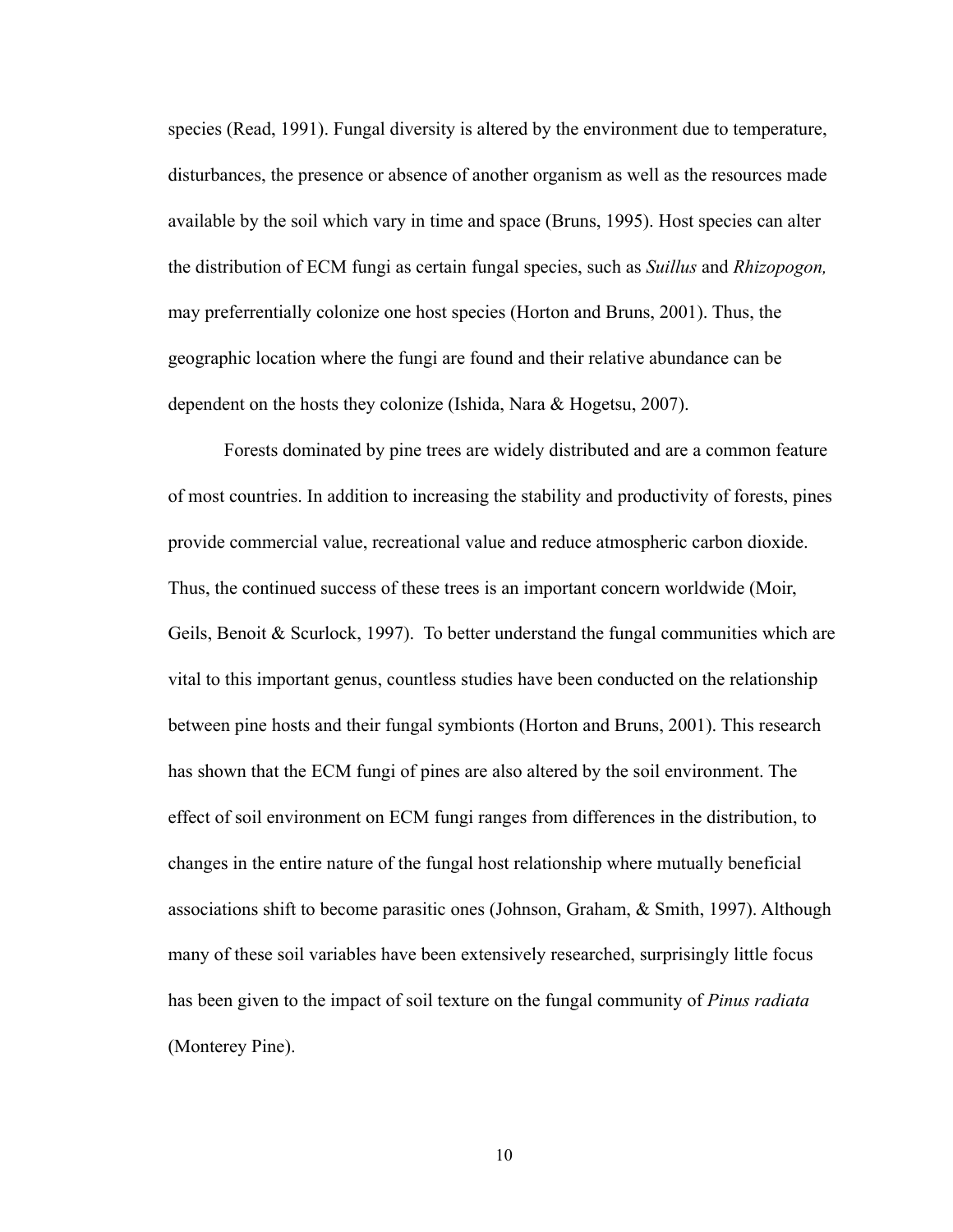species (Read, 1991). Fungal diversity is altered by the environment due to temperature, disturbances, the presence or absence of another organism as well as the resources made available by the soil which vary in time and space (Bruns, 1995). Host species can alter the distribution of ECM fungi as certain fungal species, such as *Suillus* and *Rhizopogon,* may preferrentially colonize one host species (Horton and Bruns, 2001). Thus, the geographic location where the fungi are found and their relative abundance can be dependent on the hosts they colonize (Ishida, Nara & Hogetsu, 2007).

Forests dominated by pine trees are widely distributed and are a common feature of most countries. In addition to increasing the stability and productivity of forests, pines provide commercial value, recreational value and reduce atmospheric carbon dioxide. Thus, the continued success of these trees is an important concern worldwide (Moir, Geils, Benoit & Scurlock, 1997). To better understand the fungal communities which are vital to this important genus, countless studies have been conducted on the relationship between pine hosts and their fungal symbionts (Horton and Bruns, 2001). This research has shown that the ECM fungi of pines are also altered by the soil environment. The effect of soil environment on ECM fungi ranges from differences in the distribution, to changes in the entire nature of the fungal host relationship where mutually beneficial associations shift to become parasitic ones (Johnson, Graham, & Smith, 1997). Although many of these soil variables have been extensively researched, surprisingly little focus has been given to the impact of soil texture on the fungal community of *Pinus radiata* (Monterey Pine).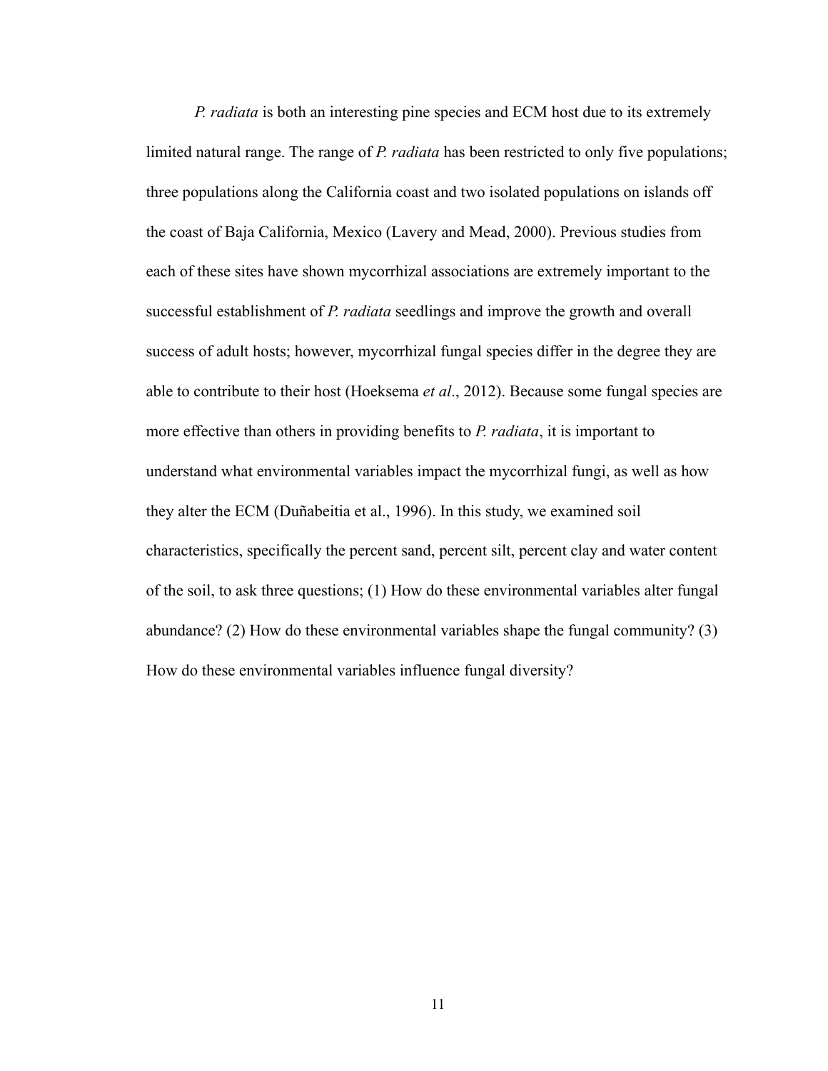*P. radiata* is both an interesting pine species and ECM host due to its extremely limited natural range. The range of *P. radiata* has been restricted to only five populations; three populations along the California coast and two isolated populations on islands off the coast of Baja California, Mexico (Lavery and Mead, 2000). Previous studies from each of these sites have shown mycorrhizal associations are extremely important to the successful establishment of *P. radiata* seedlings and improve the growth and overall success of adult hosts; however, mycorrhizal fungal species differ in the degree they are able to contribute to their host (Hoeksema *et al*., 2012). Because some fungal species are more effective than others in providing benefits to *P. radiata*, it is important to understand what environmental variables impact the mycorrhizal fungi, as well as how they alter the ECM (Duñabeitia et al., 1996). In this study, we examined soil characteristics, specifically the percent sand, percent silt, percent clay and water content of the soil, to ask three questions; (1) How do these environmental variables alter fungal abundance? (2) How do these environmental variables shape the fungal community? (3) How do these environmental variables influence fungal diversity?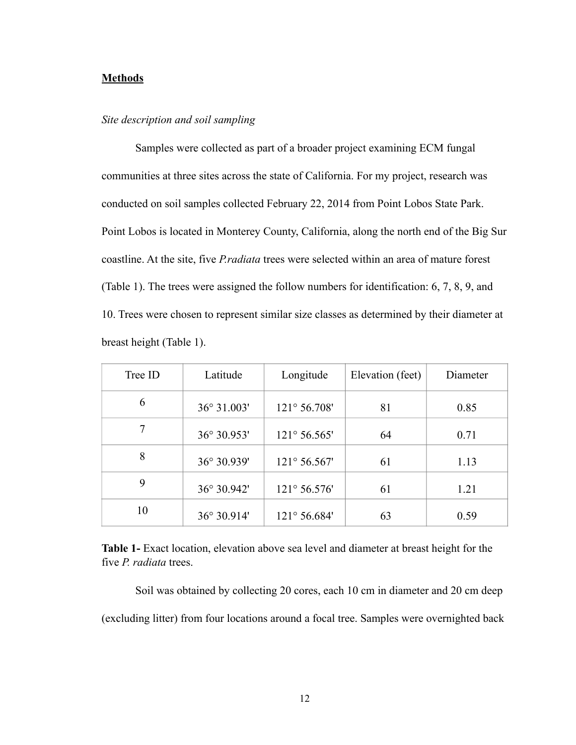**Methods**

*Site description and soil sampling*

Samples were collected as part of a broader project examining ECM fungal communities at three sites across the state of California. For my project, research was conducted on soil samples collected February 22, 2014 from Point Lobos State Park. Point Lobos is located in Monterey County, California, along the north end of the Big Sur coastline. At the site, five *P.radiata* trees were selected within an area of mature forest (Table 1). The trees were assigned the follow numbers for identification: 6, 7, 8, 9, and 10. Trees were chosen to represent similar size classes as determined by their diameter at breast height (Table 1).

| Tree ID | Latitude | Longitude | Elevation (feet) | Diameter |
|---|---|---|---|---|
| 6 | 36° 31.003' | 121° 56.708' | 81 | 0.85 |
| 7 | 36° 30.953' | 121° 56.565' | 64 | 0.71 |
| 8 | 36° 30.939' | 121° 56.567' | 61 | 1.13 |
| 9 | 36° 30.942' | 121° 56.576' | 61 | 1.21 |
| 10 | 36° 30.914' | 121° 56.684' | 63 | 0.59 |

**Table 1-** Exact location, elevation above sea level and diameter at breast height for the five *P. radiata* trees.

Soil was obtained by collecting 20 cores, each 10 cm in diameter and 20 cm deep (excluding litter) from four locations around a focal tree. Samples were overnighted back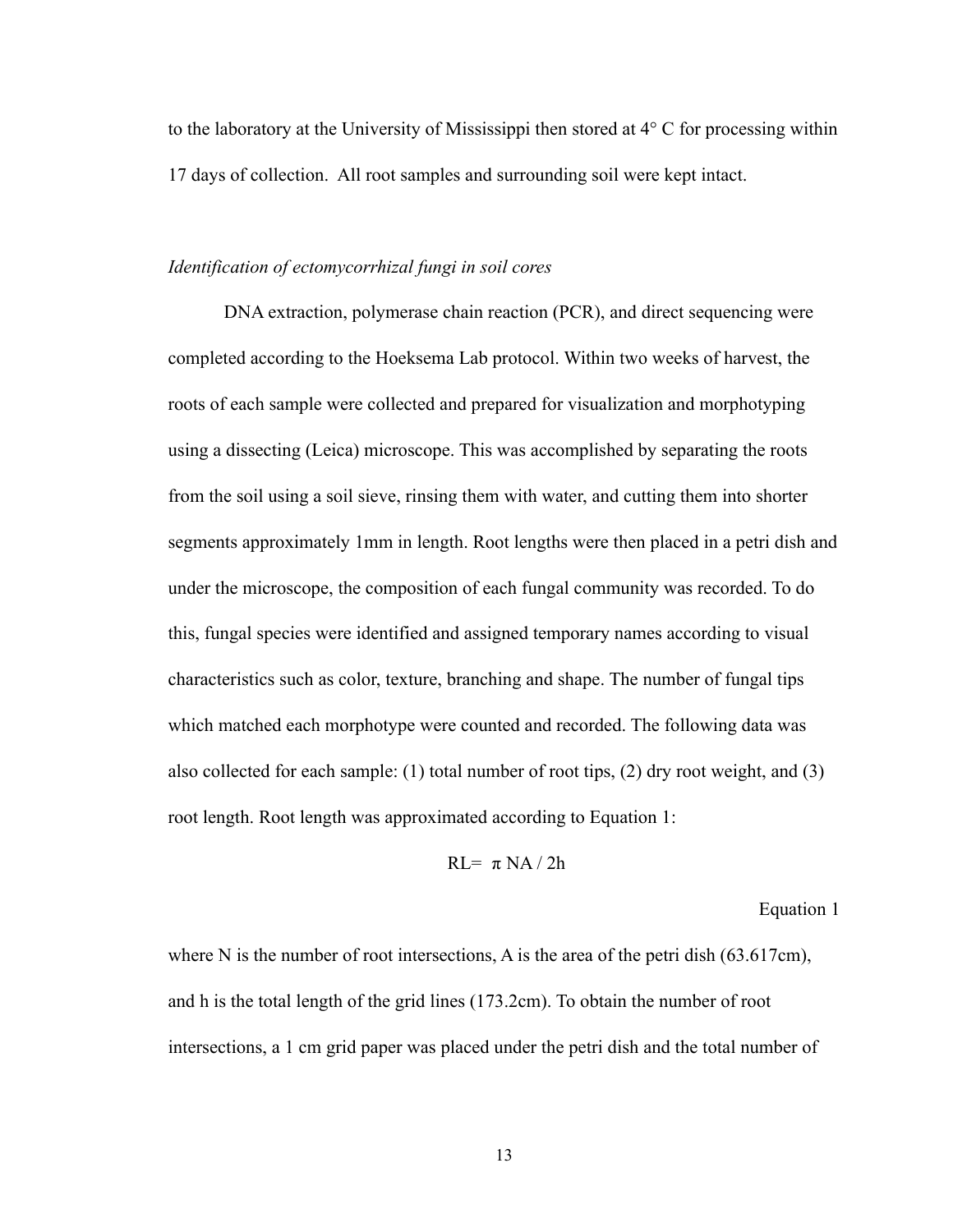to the laboratory at the University of Mississippi then stored at 4° C for processing within 17 days of collection. All root samples and surrounding soil were kept intact.

*Identification of ectomycorrhizal fungi in soil cores*

DNA extraction, polymerase chain reaction (PCR), and direct sequencing were completed according to the Hoeksema Lab protocol. Within two weeks of harvest, the roots of each sample were collected and prepared for visualization and morphotyping using a dissecting (Leica) microscope. This was accomplished by separating the roots from the soil using a soil sieve, rinsing them with water, and cutting them into shorter segments approximately 1mm in length. Root lengths were then placed in a petri dish and under the microscope, the composition of each fungal community was recorded. To do this, fungal species were identified and assigned temporary names according to visual characteristics such as color, texture, branching and shape. The number of fungal tips which matched each morphotype were counted and recorded. The following data was also collected for each sample: (1) total number of root tips, (2) dry root weight, and (3) root length. Root length was approximated according to Equation 1:

$$RL = \pi NA / 2h$$

Equation 1

where N is the number of root intersections, A is the area of the petri dish (63.617cm), and h is the total length of the grid lines (173.2cm). To obtain the number of root intersections, a 1 cm grid paper was placed under the petri dish and the total number of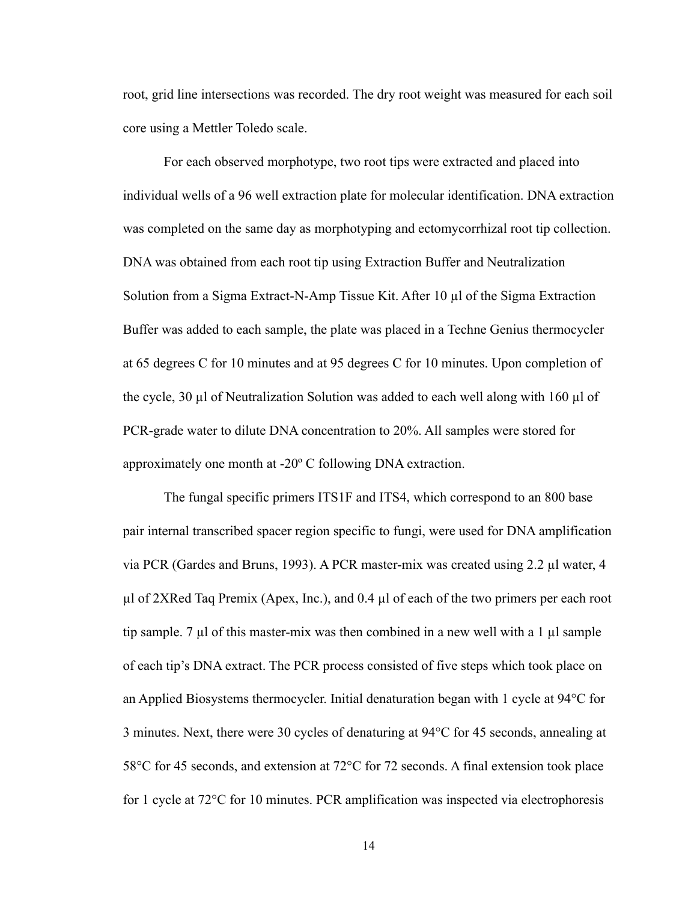root, grid line intersections was recorded. The dry root weight was measured for each soil core using a Mettler Toledo scale.

For each observed morphotype, two root tips were extracted and placed into individual wells of a 96 well extraction plate for molecular identification. DNA extraction was completed on the same day as morphotyping and ectomycorrhizal root tip collection. DNA was obtained from each root tip using Extraction Buffer and Neutralization Solution from a Sigma Extract-N-Amp Tissue Kit. After 10 µl of the Sigma Extraction Buffer was added to each sample, the plate was placed in a Techne Genius thermocycler at 65 degrees C for 10 minutes and at 95 degrees C for 10 minutes. Upon completion of the cycle, 30 µl of Neutralization Solution was added to each well along with 160 µl of PCR-grade water to dilute DNA concentration to 20%. All samples were stored for approximately one month at -20º C following DNA extraction.

The fungal specific primers ITS1F and ITS4, which correspond to an 800 base pair internal transcribed spacer region specific to fungi, were used for DNA amplification via PCR (Gardes and Bruns, 1993). A PCR master-mix was created using 2.2 µl water, 4 µl of 2XRed Taq Premix (Apex, Inc.), and 0.4 µl of each of the two primers per each root tip sample. 7 µl of this master-mix was then combined in a new well with a 1 µl sample of each tip's DNA extract. The PCR process consisted of five steps which took place on an Applied Biosystems thermocycler. Initial denaturation began with 1 cycle at 94°C for 3 minutes. Next, there were 30 cycles of denaturing at 94°C for 45 seconds, annealing at 58°C for 45 seconds, and extension at 72°C for 72 seconds. A final extension took place for 1 cycle at 72°C for 10 minutes. PCR amplification was inspected via electrophoresis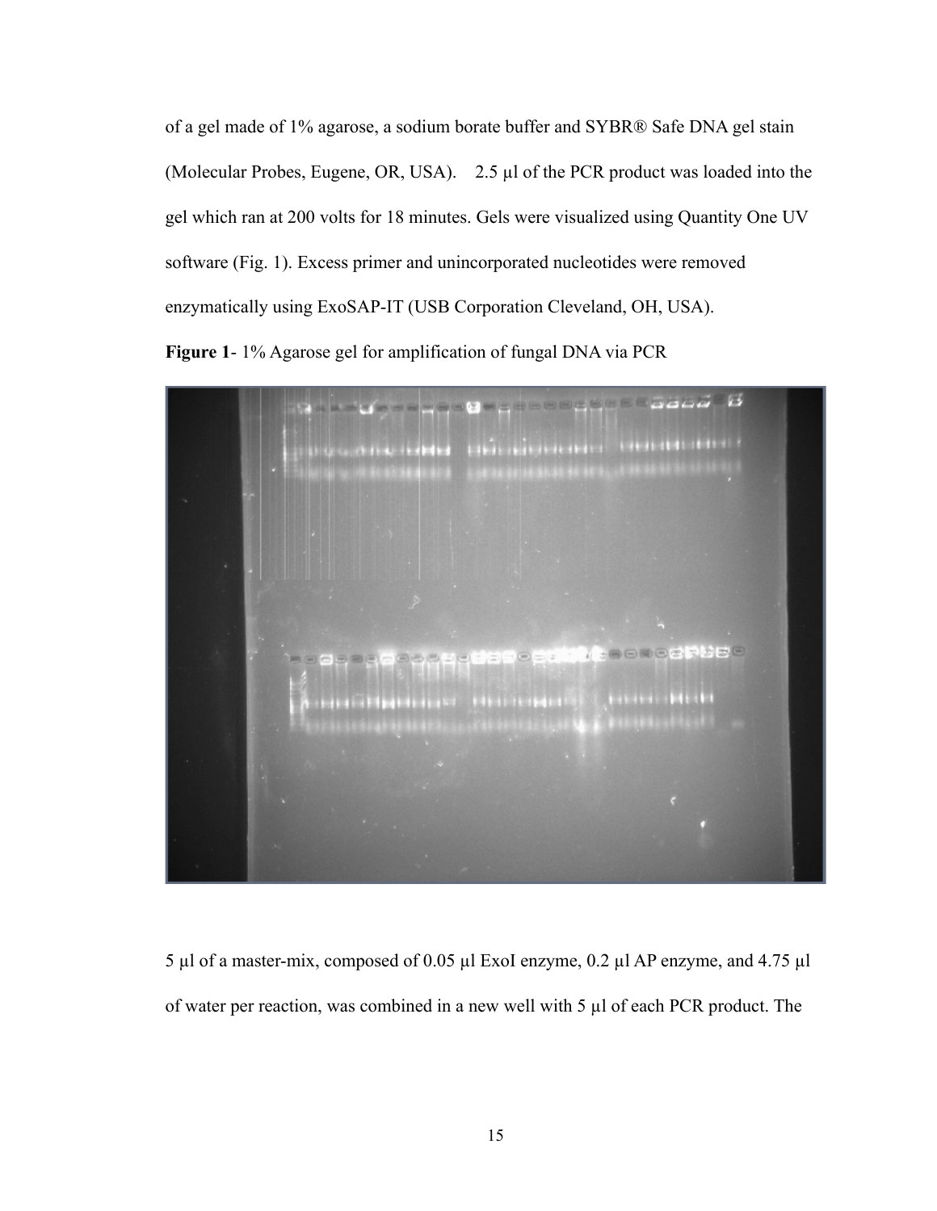of a gel made of 1% agarose, a sodium borate buffer and SYBR® Safe DNA gel stain (Molecular Probes, Eugene, OR, USA). 2.5 µl of the PCR product was loaded into the gel which ran at 200 volts for 18 minutes. Gels were visualized using Quantity One UV software (Fig. 1). Excess primer and unincorporated nucleotides were removed enzymatically using ExoSAP-IT (USB Corporation Cleveland, OH, USA).

**Figure 1**- 1% Agarose gel for amplification of fungal DNA via PCR

5 µl of a master-mix, composed of 0.05 µl ExoI enzyme, 0.2 µl AP enzyme, and 4.75 µl of water per reaction, was combined in a new well with 5 µl of each PCR product. The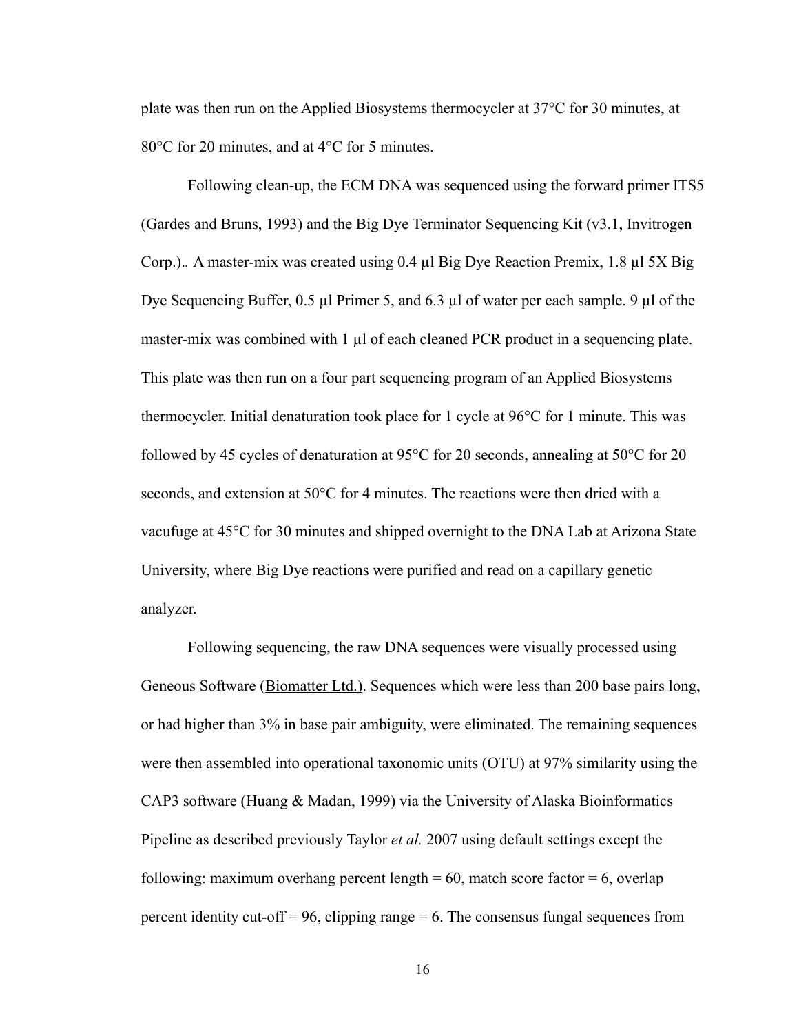plate was then run on the Applied Biosystems thermocycler at 37°C for 30 minutes, at 80°C for 20 minutes, and at 4°C for 5 minutes.

Following clean-up, the ECM DNA was sequenced using the forward primer ITS5 (Gardes and Bruns, 1993) and the Big Dye Terminator Sequencing Kit (v3.1, Invitrogen Corp.).. A master-mix was created using 0.4 µl Big Dye Reaction Premix, 1.8 µl 5X Big Dye Sequencing Buffer, 0.5 µl Primer 5, and 6.3 µl of water per each sample. 9 µl of the master-mix was combined with 1 µl of each cleaned PCR product in a sequencing plate. This plate was then run on a four part sequencing program of an Applied Biosystems thermocycler. Initial denaturation took place for 1 cycle at 96°C for 1 minute. This was followed by 45 cycles of denaturation at 95°C for 20 seconds, annealing at 50°C for 20 seconds, and extension at 50°C for 4 minutes. The reactions were then dried with a vacufuge at 45°C for 30 minutes and shipped overnight to the DNA Lab at Arizona State University, where Big Dye reactions were purified and read on a capillary genetic analyzer.

Following sequencing, the raw DNA sequences were visually processed using Geneous Software (Biomatter Ltd.). Sequences which were less than 200 base pairs long, or had higher than 3% in base pair ambiguity, were eliminated. The remaining sequences were then assembled into operational taxonomic units (OTU) at 97% similarity using the CAP3 software (Huang & Madan, 1999) via the University of Alaska Bioinformatics Pipeline as described previously Taylor *et al.* 2007 using default settings except the following: maximum overhang percent length = 60, match score factor = 6, overlap percent identity cut-off = 96, clipping range = 6. The consensus fungal sequences from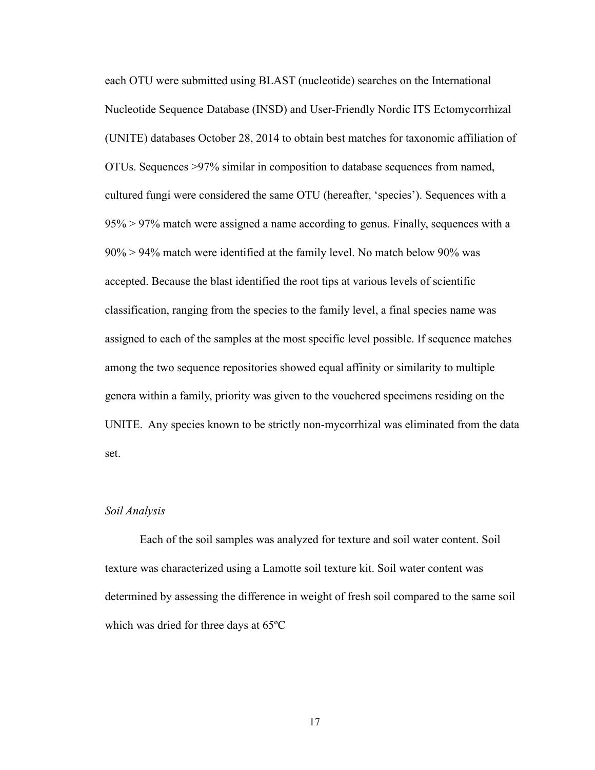each OTU were submitted using BLAST (nucleotide) searches on the International Nucleotide Sequence Database (INSD) and User-Friendly Nordic ITS Ectomycorrhizal (UNITE) databases October 28, 2014 to obtain best matches for taxonomic affiliation of OTUs. Sequences >97% similar in composition to database sequences from named, cultured fungi were considered the same OTU (hereafter, 'species'). Sequences with a 95% > 97% match were assigned a name according to genus. Finally, sequences with a 90% > 94% match were identified at the family level. No match below 90% was accepted. Because the blast identified the root tips at various levels of scientific classification, ranging from the species to the family level, a final species name was assigned to each of the samples at the most specific level possible. If sequence matches among the two sequence repositories showed equal affinity or similarity to multiple genera within a family, priority was given to the vouchered specimens residing on the UNITE. Any species known to be strictly non-mycorrhizal was eliminated from the data set.

*Soil Analysis*

Each of the soil samples was analyzed for texture and soil water content. Soil texture was characterized using a Lamotte soil texture kit. Soil water content was determined by assessing the difference in weight of fresh soil compared to the same soil which was dried for three days at 65ºC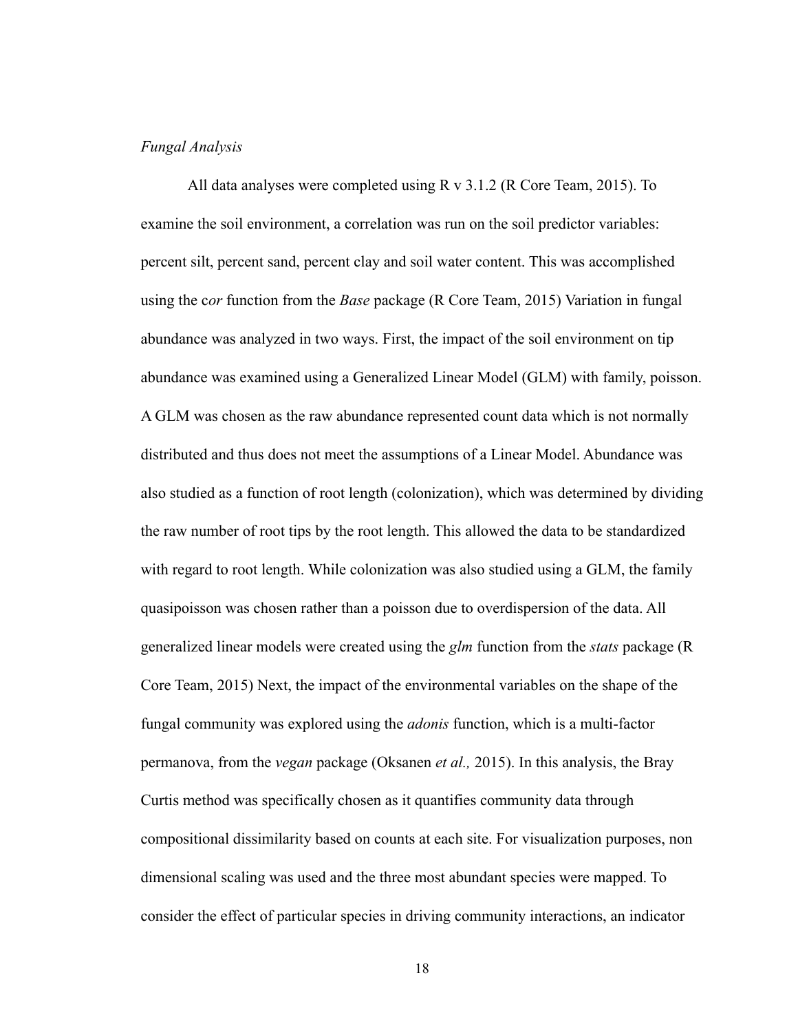*Fungal Analysis*

All data analyses were completed using R v 3.1.2 (R Core Team, 2015). To examine the soil environment, a correlation was run on the soil predictor variables: percent silt, percent sand, percent clay and soil water content. This was accomplished using the c*or* function from the *Base* package (R Core Team, 2015) Variation in fungal abundance was analyzed in two ways. First, the impact of the soil environment on tip abundance was examined using a Generalized Linear Model (GLM) with family, poisson. A GLM was chosen as the raw abundance represented count data which is not normally distributed and thus does not meet the assumptions of a Linear Model. Abundance was also studied as a function of root length (colonization), which was determined by dividing the raw number of root tips by the root length. This allowed the data to be standardized with regard to root length. While colonization was also studied using a GLM, the family quasipoisson was chosen rather than a poisson due to overdispersion of the data. All generalized linear models were created using the *glm* function from the *stats* package (R Core Team, 2015) Next, the impact of the environmental variables on the shape of the fungal community was explored using the *adonis* function, which is a multi-factor permanova, from the *vegan* package (Oksanen *et al.,* 2015). In this analysis, the Bray Curtis method was specifically chosen as it quantifies community data through compositional dissimilarity based on counts at each site. For visualization purposes, non dimensional scaling was used and the three most abundant species were mapped. To consider the effect of particular species in driving community interactions, an indicator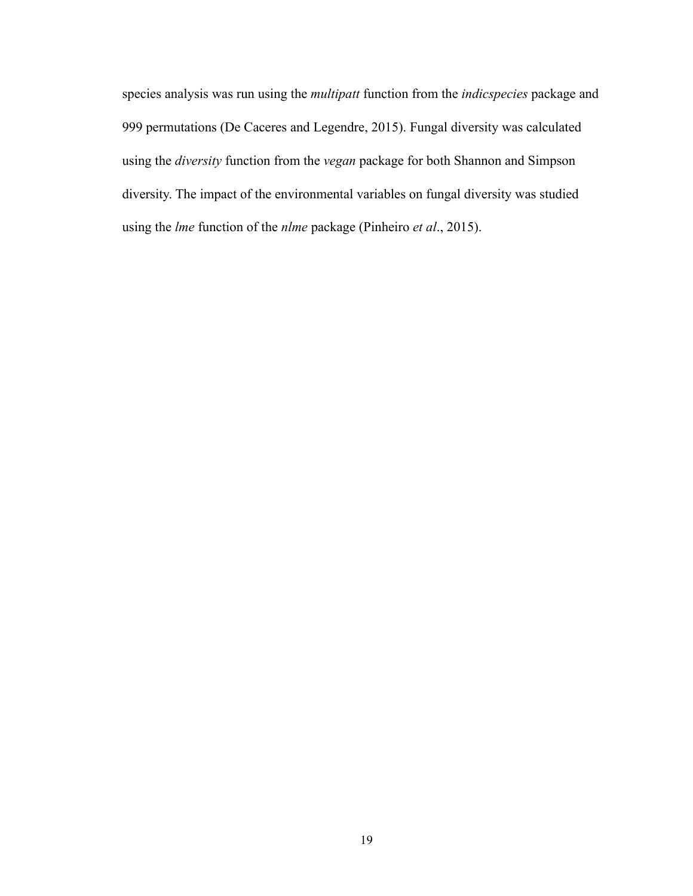species analysis was run using the *multipatt* function from the *indicspecies* package and 999 permutations (De Caceres and Legendre, 2015). Fungal diversity was calculated using the *diversity* function from the *vegan* package for both Shannon and Simpson diversity. The impact of the environmental variables on fungal diversity was studied using the *lme* function of the *nlme* package (Pinheiro *et al*., 2015).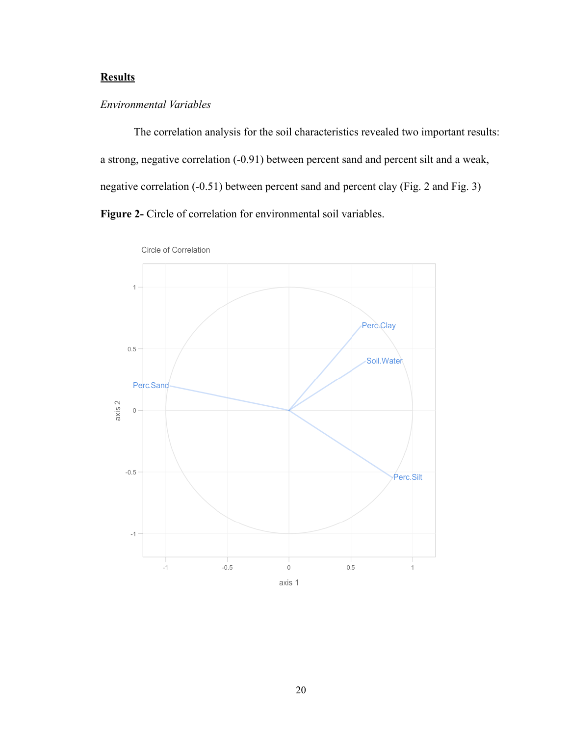## Results

*Environmental Variables*

The correlation analysis for the soil characteristics revealed two important results: a strong, negative correlation (-0.91) between percent sand and percent silt and a weak, negative correlation (-0.51) between percent sand and percent clay (Fig. 2 and Fig. 3)

**Figure 2-** Circle of correlation for environmental soil variables.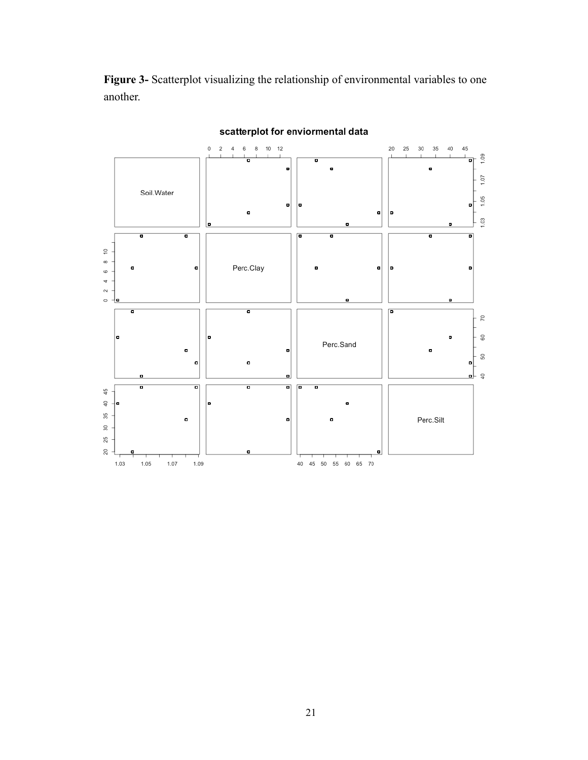**Figure 3-** Scatterplot visualizing the relationship of environmental variables to one another.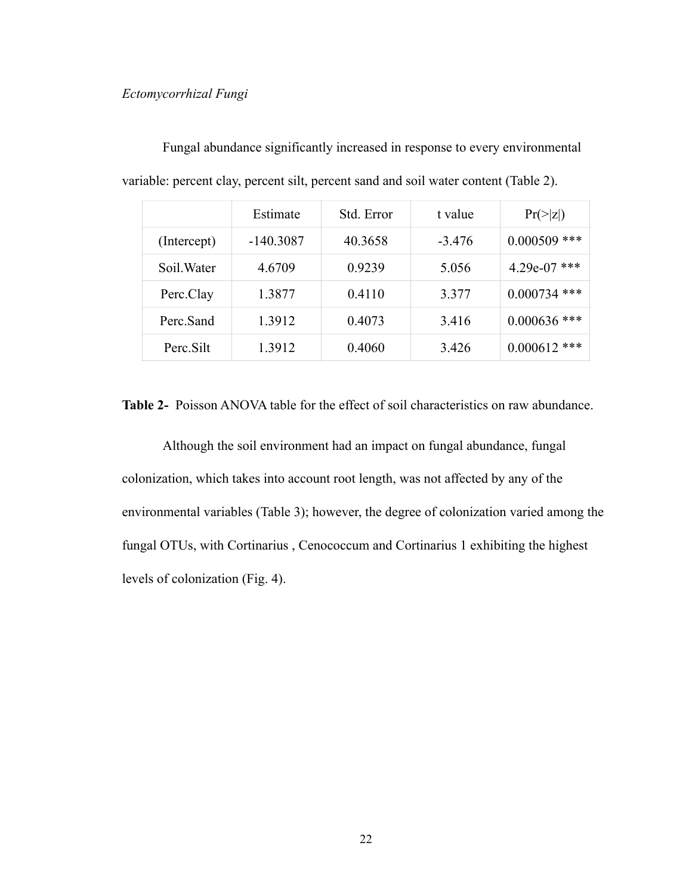*Ectomycorrhizal Fungi*

Fungal abundance significantly increased in response to every environmental variable: percent clay, percent silt, percent sand and soil water content (Table 2).

| | Estimate | Std. Error | t value | Pr(>\|z\|) |
|---|---|---|---|---|
| (Intercept) | -140.3087 | 40.3658 | -3.476 | 0.000509 *** |
| Soil.Water | 4.6709 | 0.9239 | 5.056 | 4.29e-07 *** |
| Perc.Clay | 1.3877 | 0.4110 | 3.377 | 0.000734 *** |
| Perc.Sand | 1.3912 | 0.4073 | 3.416 | 0.000636 *** |
| Perc.Silt | 1.3912 | 0.4060 | 3.426 | 0.000612 *** |

**Table 2-** Poisson ANOVA table for the effect of soil characteristics on raw abundance.

Although the soil environment had an impact on fungal abundance, fungal colonization, which takes into account root length, was not affected by any of the environmental variables (Table 3); however, the degree of colonization varied among the fungal OTUs, with Cortinarius , Cenococcum and Cortinarius 1 exhibiting the highest levels of colonization (Fig. 4).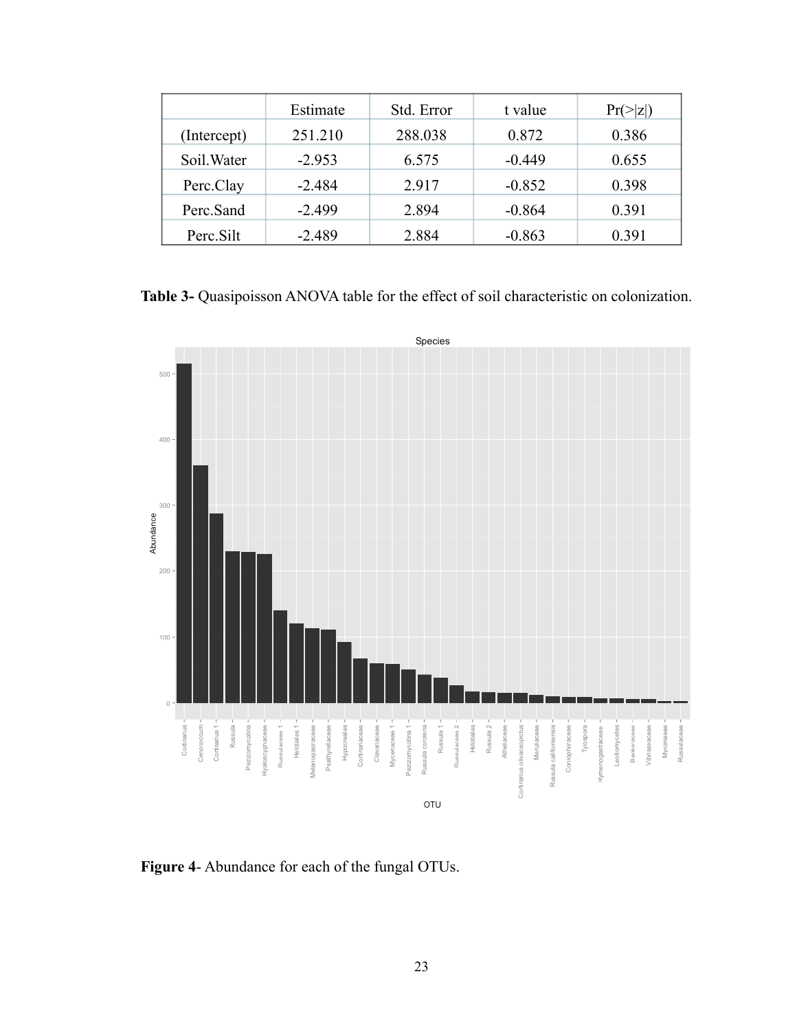|  | Estimate | Std. Error | t value | Pr(>\|z\|) |
|---|---|---|---|---|
| (Intercept) | 251.210 | 288.038 | 0.872 | 0.386 |
| Soil.Water | -2.953 | 6.575 | -0.449 | 0.655 |
| Perc.Clay | -2.484 | 2.917 | -0.852 | 0.398 |
| Perc.Sand | -2.499 | 2.894 | -0.864 | 0.391 |
| Perc.Silt | -2.489 | 2.884 | -0.863 | 0.391 |

**Table 3-** Quasipoisson ANOVA table for the effect of soil characteristic on colonization.

**Figure 4**- Abundance for each of the fungal OTUs.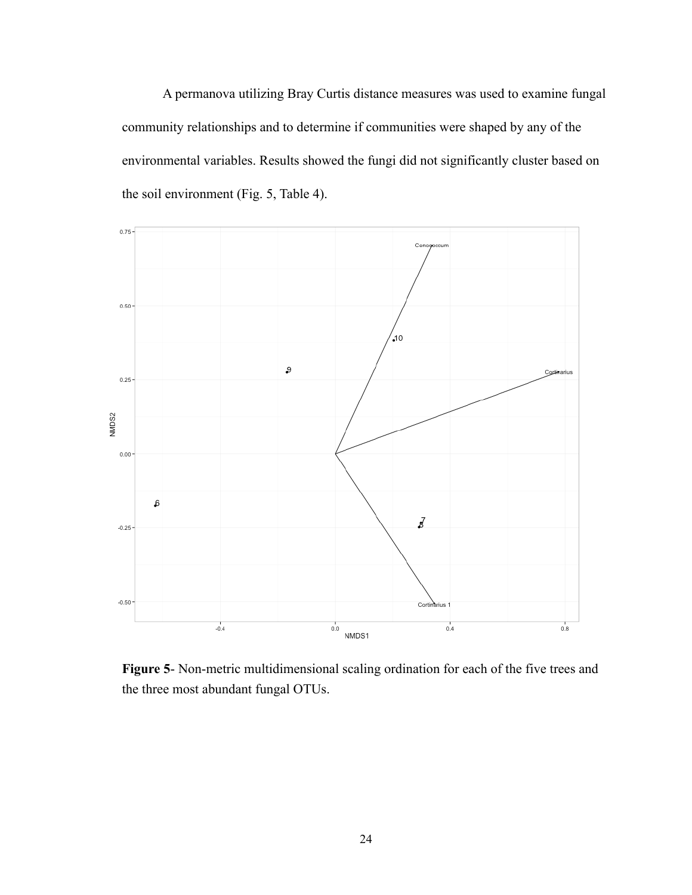A permanova utilizing Bray Curtis distance measures was used to examine fungal community relationships and to determine if communities were shaped by any of the environmental variables. Results showed the fungi did not significantly cluster based on the soil environment (Fig. 5, Table 4).

**Figure 5**- Non-metric multidimensional scaling ordination for each of the five trees and the three most abundant fungal OTUs.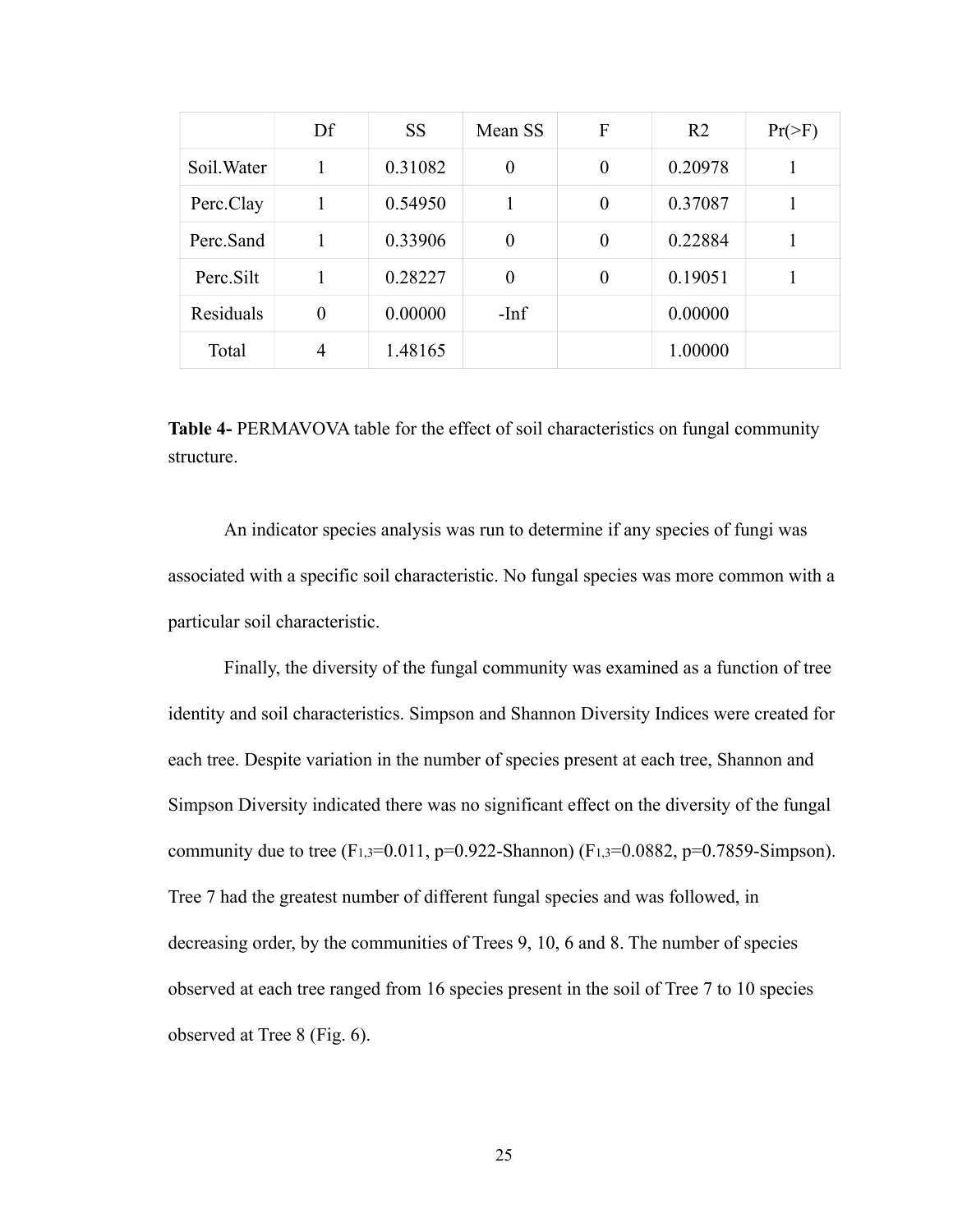| | Df | SS | Mean SS | F | R2 | Pr(>F) |
|---|---|---|---|---|---|---|
| Soil.Water | 1 | 0.31082 | 0 | 0 | 0.20978 | 1 |
| Perc.Clay | 1 | 0.54950 | 1 | 0 | 0.37087 | 1 |
| Perc.Sand | 1 | 0.33906 | 0 | 0 | 0.22884 | 1 |
| Perc.Silt | 1 | 0.28227 | 0 | 0 | 0.19051 | 1 |
| Residuals | 0 | 0.00000 | -Inf | | 0.00000 | |
| Total | 4 | 1.48165 | | | 1.00000 | |

**Table 4-** PERMAVOVA table for the effect of soil characteristics on fungal community structure.

An indicator species analysis was run to determine if any species of fungi was associated with a specific soil characteristic. No fungal species was more common with a particular soil characteristic.

Finally, the diversity of the fungal community was examined as a function of tree identity and soil characteristics. Simpson and Shannon Diversity Indices were created for each tree. Despite variation in the number of species present at each tree, Shannon and Simpson Diversity indicated there was no significant effect on the diversity of the fungal community due to tree ($F_{1,3}$=0.011, p=0.922-Shannon) ($F_{1,3}$=0.0882, p=0.7859-Simpson). Tree 7 had the greatest number of different fungal species and was followed, in decreasing order, by the communities of Trees 9, 10, 6 and 8. The number of species observed at each tree ranged from 16 species present in the soil of Tree 7 to 10 species observed at Tree 8 (Fig. 6).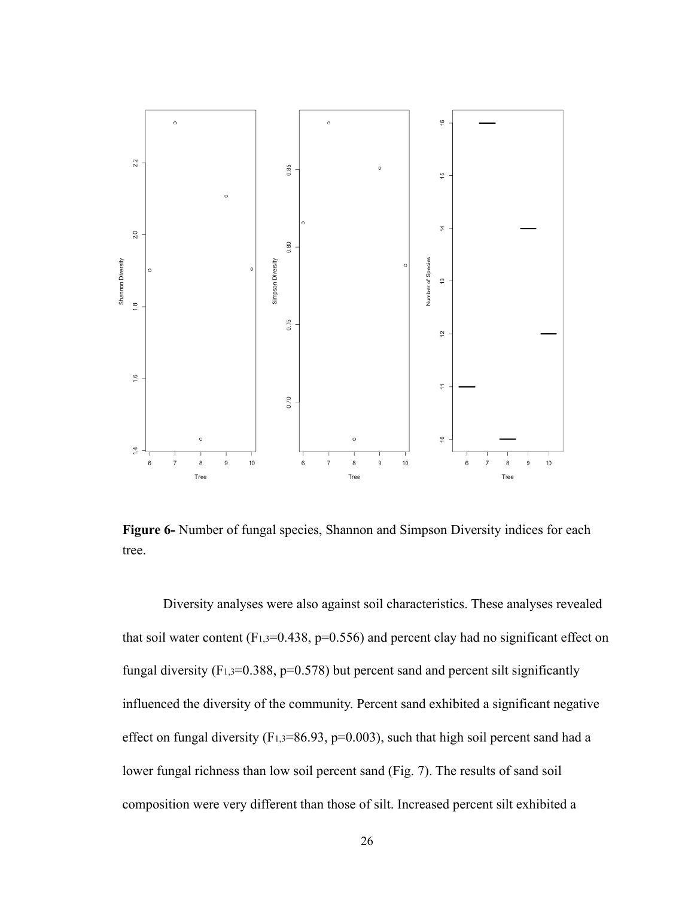**Figure 6-** Number of fungal species, Shannon and Simpson Diversity indices for each tree.

Diversity analyses were also against soil characteristics. These analyses revealed that soil water content ($F_{1,3}$=0.438, p=0.556) and percent clay had no significant effect on fungal diversity ($F_{1,3}$=0.388, p=0.578) but percent sand and percent silt significantly influenced the diversity of the community. Percent sand exhibited a significant negative effect on fungal diversity ($F_{1,3}$=86.93, p=0.003), such that high soil percent sand had a lower fungal richness than low soil percent sand (Fig. 7). The results of sand soil composition were very different than those of silt. Increased percent silt exhibited a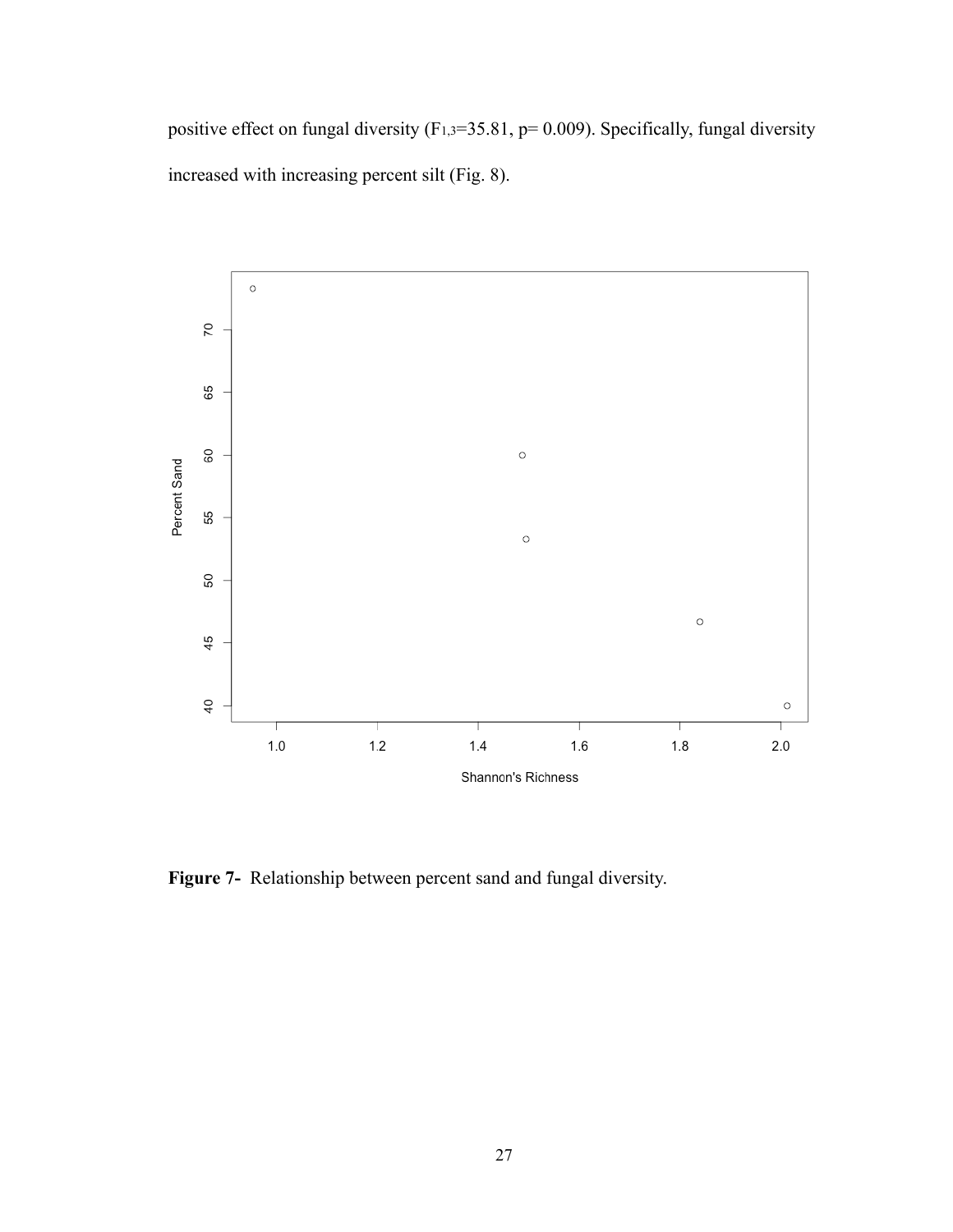positive effect on fungal diversity ($F_{1,3}$=35.81, p= 0.009). Specifically, fungal diversity increased with increasing percent silt (Fig. 8).

**Figure 7-** Relationship between percent sand and fungal diversity.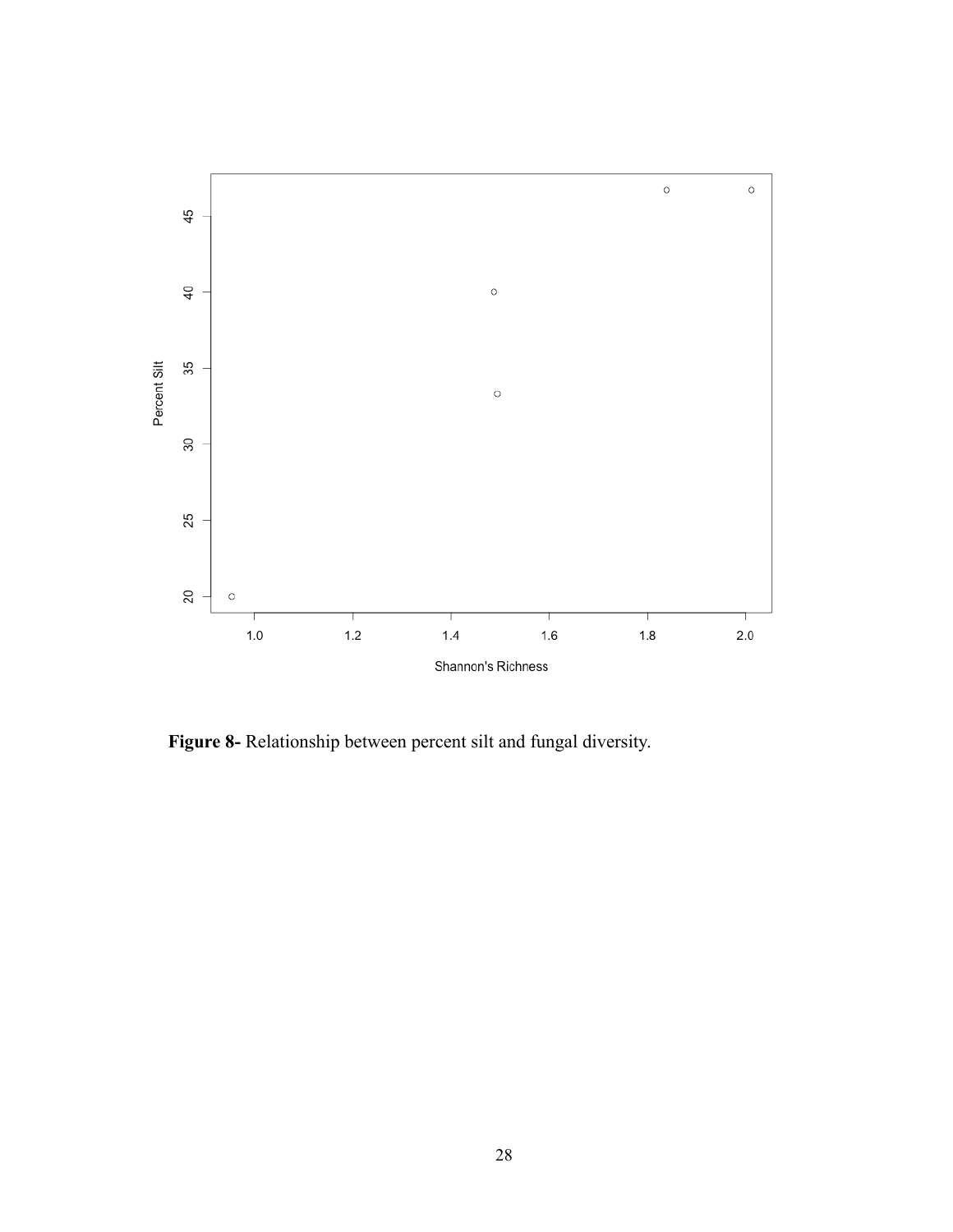**Figure 8-** Relationship between percent silt and fungal diversity.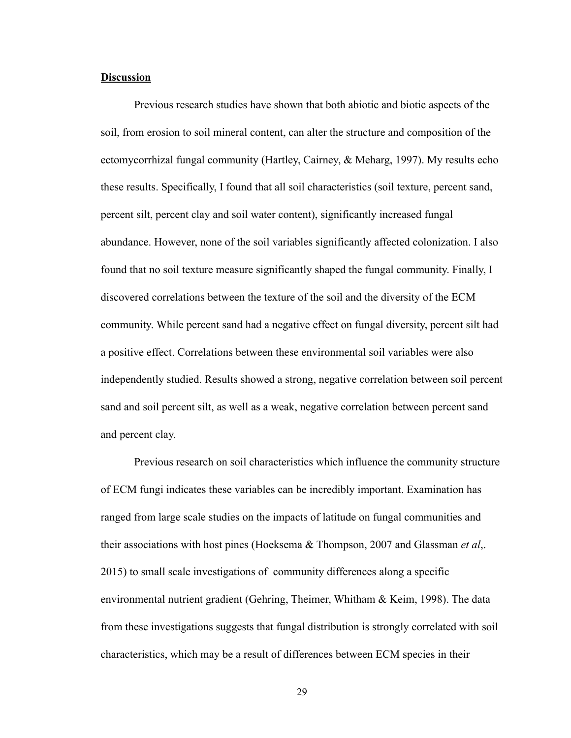**Discussion**

Previous research studies have shown that both abiotic and biotic aspects of the soil, from erosion to soil mineral content, can alter the structure and composition of the ectomycorrhizal fungal community (Hartley, Cairney, & Meharg, 1997). My results echo these results. Specifically, I found that all soil characteristics (soil texture, percent sand, percent silt, percent clay and soil water content), significantly increased fungal abundance. However, none of the soil variables significantly affected colonization. I also found that no soil texture measure significantly shaped the fungal community. Finally, I discovered correlations between the texture of the soil and the diversity of the ECM community. While percent sand had a negative effect on fungal diversity, percent silt had a positive effect. Correlations between these environmental soil variables were also independently studied. Results showed a strong, negative correlation between soil percent sand and soil percent silt, as well as a weak, negative correlation between percent sand and percent clay.

Previous research on soil characteristics which influence the community structure of ECM fungi indicates these variables can be incredibly important. Examination has ranged from large scale studies on the impacts of latitude on fungal communities and their associations with host pines (Hoeksema & Thompson, 2007 and Glassman *et al*,. 2015) to small scale investigations of community differences along a specific environmental nutrient gradient (Gehring, Theimer, Whitham & Keim, 1998). The data from these investigations suggests that fungal distribution is strongly correlated with soil characteristics, which may be a result of differences between ECM species in their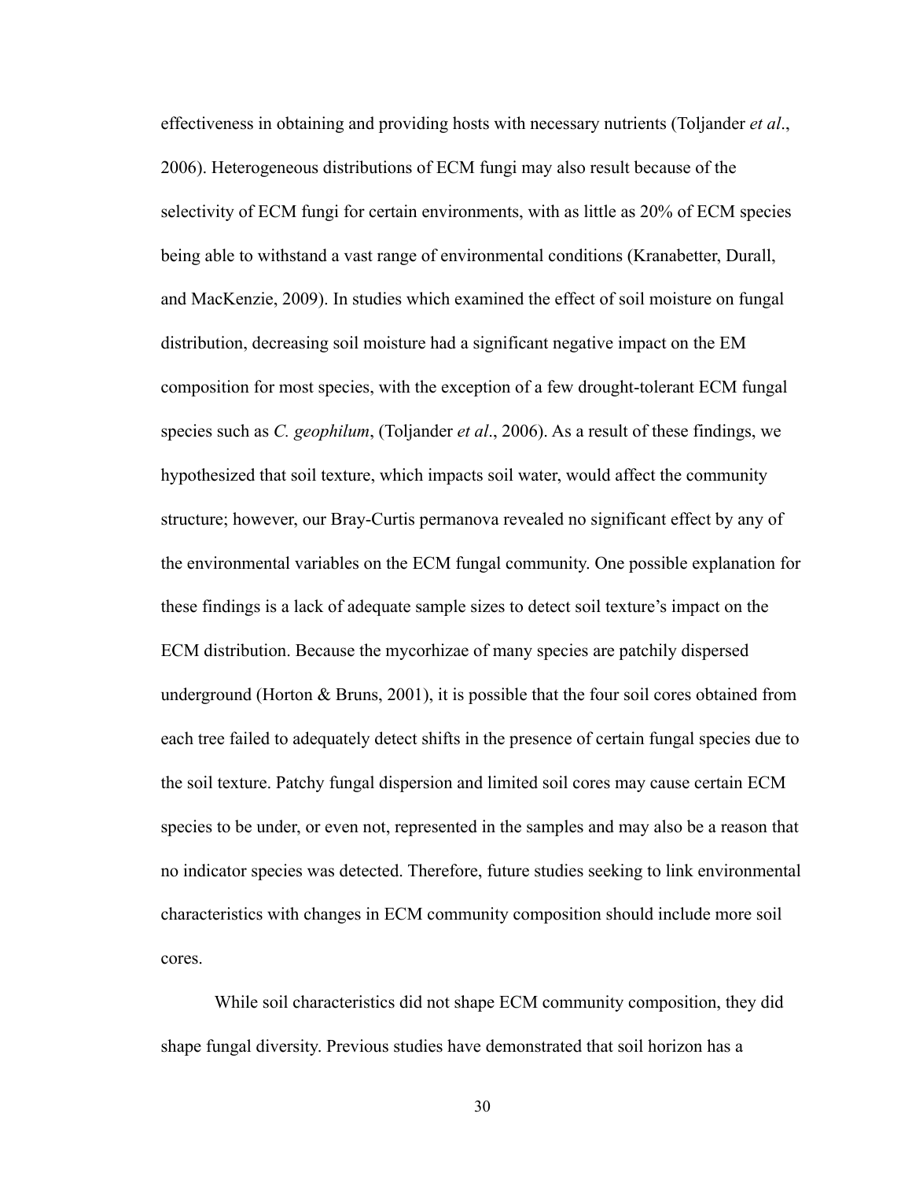effectiveness in obtaining and providing hosts with necessary nutrients (Toljander *et al*., 2006). Heterogeneous distributions of ECM fungi may also result because of the selectivity of ECM fungi for certain environments, with as little as 20% of ECM species being able to withstand a vast range of environmental conditions (Kranabetter, Durall, and MacKenzie, 2009). In studies which examined the effect of soil moisture on fungal distribution, decreasing soil moisture had a significant negative impact on the EM composition for most species, with the exception of a few drought-tolerant ECM fungal species such as *C. geophilum*, (Toljander *et al*., 2006). As a result of these findings, we hypothesized that soil texture, which impacts soil water, would affect the community structure; however, our Bray-Curtis permanova revealed no significant effect by any of the environmental variables on the ECM fungal community. One possible explanation for these findings is a lack of adequate sample sizes to detect soil texture's impact on the ECM distribution. Because the mycorhizae of many species are patchily dispersed underground (Horton & Bruns, 2001), it is possible that the four soil cores obtained from each tree failed to adequately detect shifts in the presence of certain fungal species due to the soil texture. Patchy fungal dispersion and limited soil cores may cause certain ECM species to be under, or even not, represented in the samples and may also be a reason that no indicator species was detected. Therefore, future studies seeking to link environmental characteristics with changes in ECM community composition should include more soil cores.

While soil characteristics did not shape ECM community composition, they did shape fungal diversity. Previous studies have demonstrated that soil horizon has a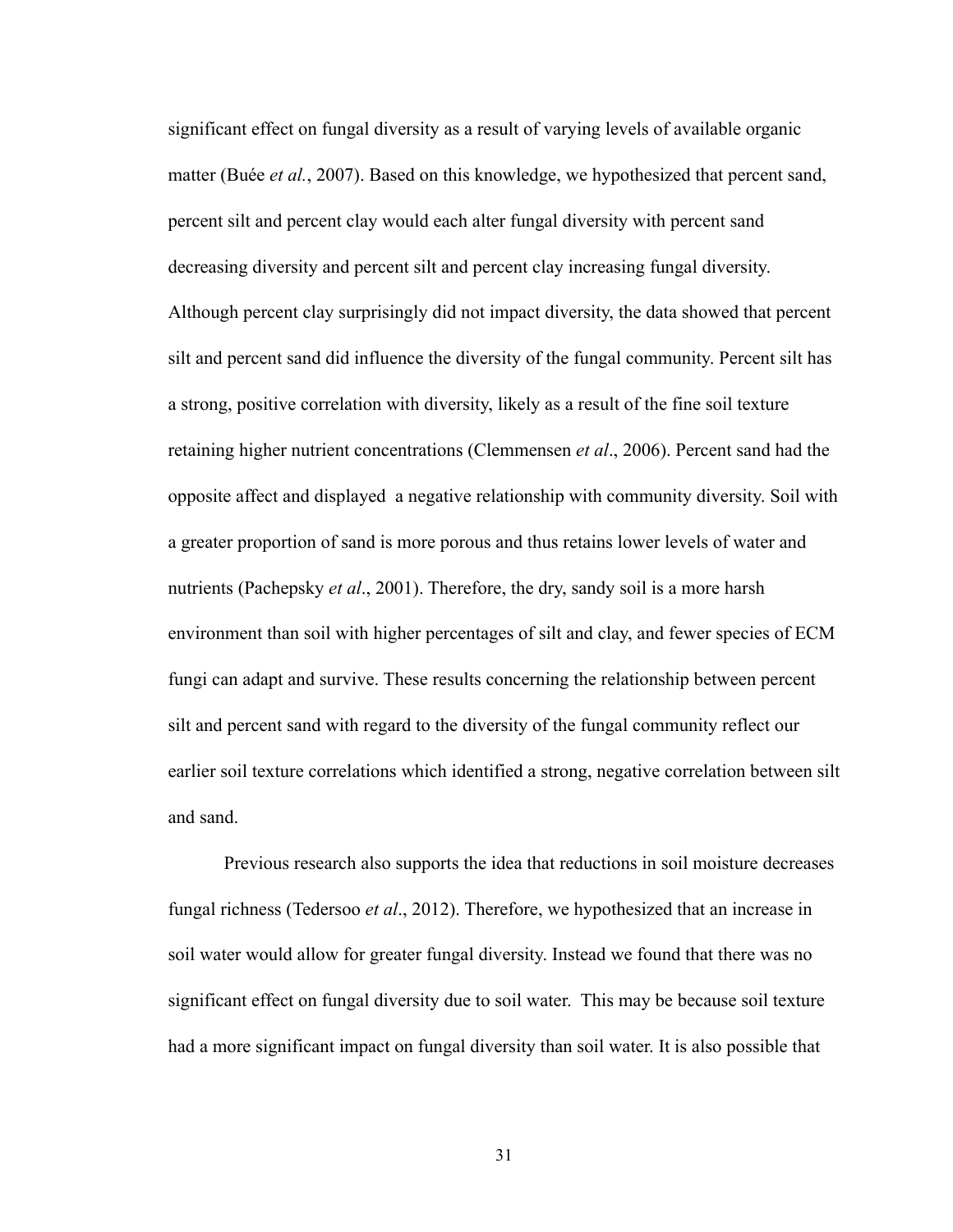significant effect on fungal diversity as a result of varying levels of available organic matter (Buée *et al.*, 2007). Based on this knowledge, we hypothesized that percent sand, percent silt and percent clay would each alter fungal diversity with percent sand decreasing diversity and percent silt and percent clay increasing fungal diversity. Although percent clay surprisingly did not impact diversity, the data showed that percent silt and percent sand did influence the diversity of the fungal community. Percent silt has a strong, positive correlation with diversity, likely as a result of the fine soil texture retaining higher nutrient concentrations (Clemmensen *et al*., 2006). Percent sand had the opposite affect and displayed a negative relationship with community diversity. Soil with a greater proportion of sand is more porous and thus retains lower levels of water and nutrients (Pachepsky *et al*., 2001). Therefore, the dry, sandy soil is a more harsh environment than soil with higher percentages of silt and clay, and fewer species of ECM fungi can adapt and survive. These results concerning the relationship between percent silt and percent sand with regard to the diversity of the fungal community reflect our earlier soil texture correlations which identified a strong, negative correlation between silt and sand.

Previous research also supports the idea that reductions in soil moisture decreases fungal richness (Tedersoo *et al*., 2012). Therefore, we hypothesized that an increase in soil water would allow for greater fungal diversity. Instead we found that there was no significant effect on fungal diversity due to soil water. This may be because soil texture had a more significant impact on fungal diversity than soil water. It is also possible that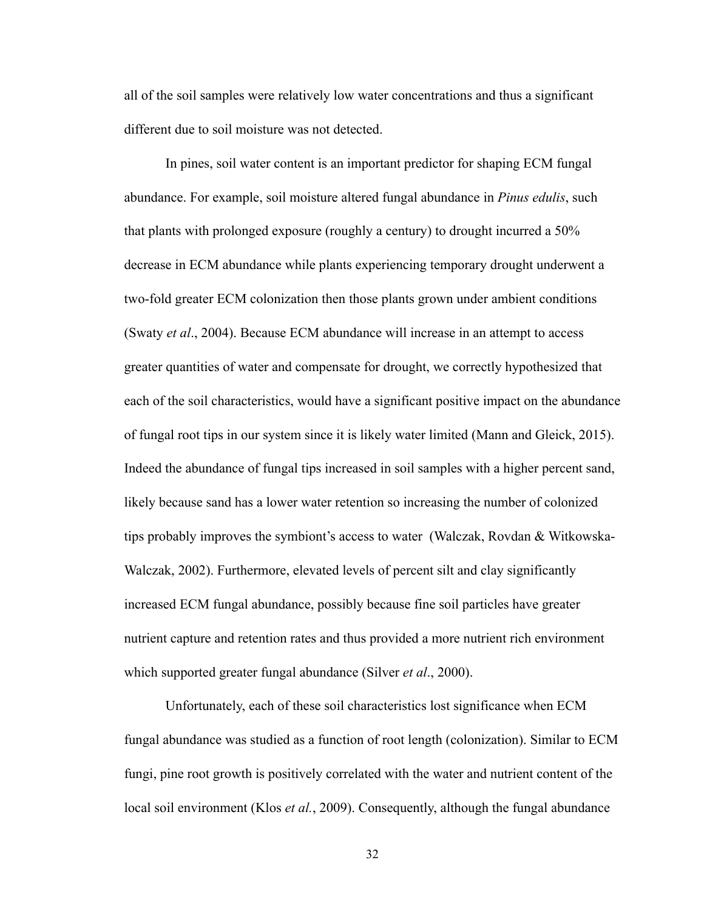all of the soil samples were relatively low water concentrations and thus a significant different due to soil moisture was not detected.

In pines, soil water content is an important predictor for shaping ECM fungal abundance. For example, soil moisture altered fungal abundance in *Pinus edulis*, such that plants with prolonged exposure (roughly a century) to drought incurred a 50% decrease in ECM abundance while plants experiencing temporary drought underwent a two-fold greater ECM colonization then those plants grown under ambient conditions (Swaty *et al*., 2004). Because ECM abundance will increase in an attempt to access greater quantities of water and compensate for drought, we correctly hypothesized that each of the soil characteristics, would have a significant positive impact on the abundance of fungal root tips in our system since it is likely water limited (Mann and Gleick, 2015). Indeed the abundance of fungal tips increased in soil samples with a higher percent sand, likely because sand has a lower water retention so increasing the number of colonized tips probably improves the symbiont's access to water (Walczak, Rovdan & Witkowska-Walczak, 2002). Furthermore, elevated levels of percent silt and clay significantly increased ECM fungal abundance, possibly because fine soil particles have greater nutrient capture and retention rates and thus provided a more nutrient rich environment which supported greater fungal abundance (Silver *et al*., 2000).

Unfortunately, each of these soil characteristics lost significance when ECM fungal abundance was studied as a function of root length (colonization). Similar to ECM fungi, pine root growth is positively correlated with the water and nutrient content of the local soil environment (Klos *et al.*, 2009). Consequently, although the fungal abundance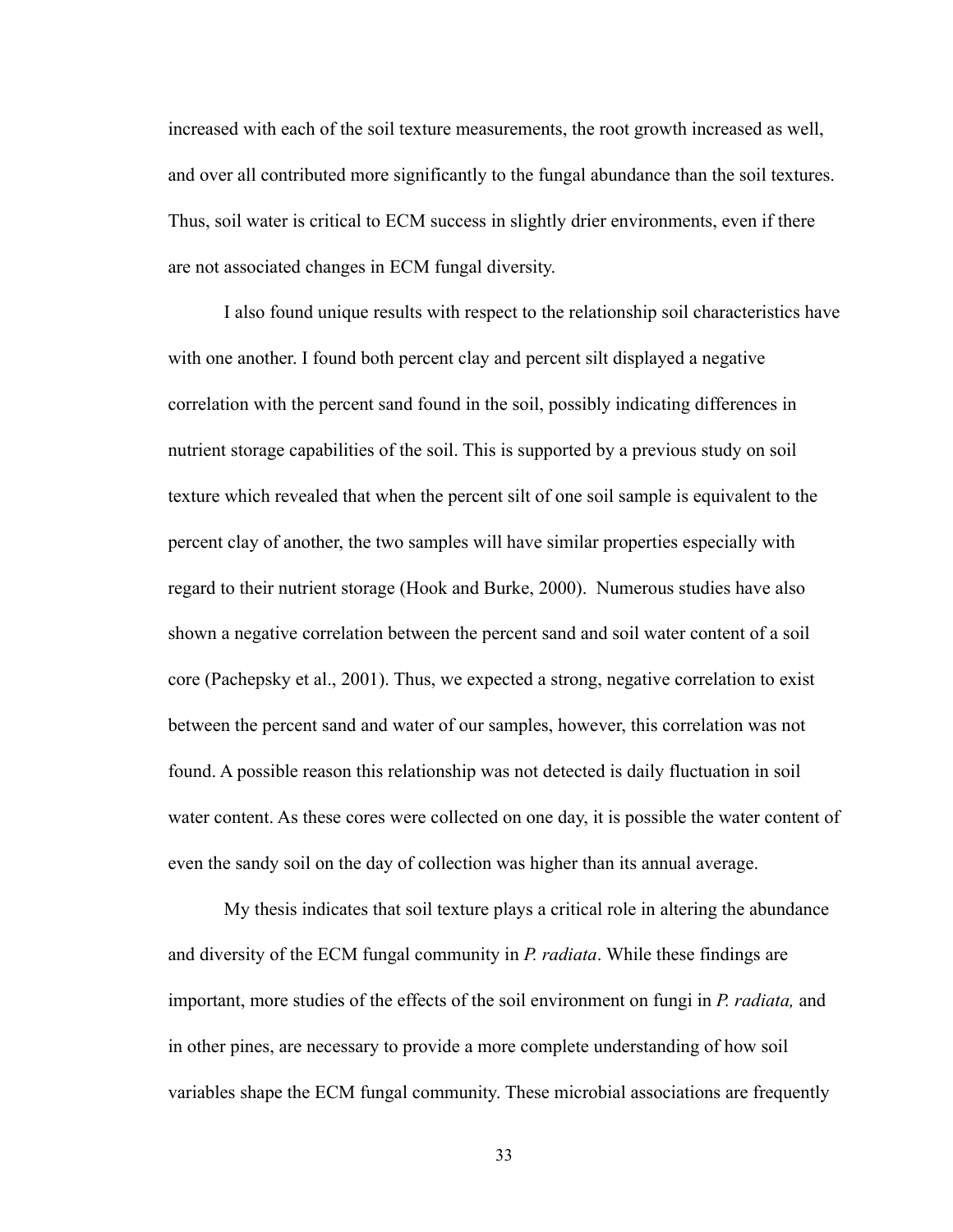increased with each of the soil texture measurements, the root growth increased as well, and over all contributed more significantly to the fungal abundance than the soil textures. Thus, soil water is critical to ECM success in slightly drier environments, even if there are not associated changes in ECM fungal diversity.

I also found unique results with respect to the relationship soil characteristics have with one another. I found both percent clay and percent silt displayed a negative correlation with the percent sand found in the soil, possibly indicating differences in nutrient storage capabilities of the soil. This is supported by a previous study on soil texture which revealed that when the percent silt of one soil sample is equivalent to the percent clay of another, the two samples will have similar properties especially with regard to their nutrient storage (Hook and Burke, 2000). Numerous studies have also shown a negative correlation between the percent sand and soil water content of a soil core (Pachepsky et al., 2001). Thus, we expected a strong, negative correlation to exist between the percent sand and water of our samples, however, this correlation was not found. A possible reason this relationship was not detected is daily fluctuation in soil water content. As these cores were collected on one day, it is possible the water content of even the sandy soil on the day of collection was higher than its annual average.

My thesis indicates that soil texture plays a critical role in altering the abundance and diversity of the ECM fungal community in *P. radiata*. While these findings are important, more studies of the effects of the soil environment on fungi in *P. radiata,* and in other pines, are necessary to provide a more complete understanding of how soil variables shape the ECM fungal community. These microbial associations are frequently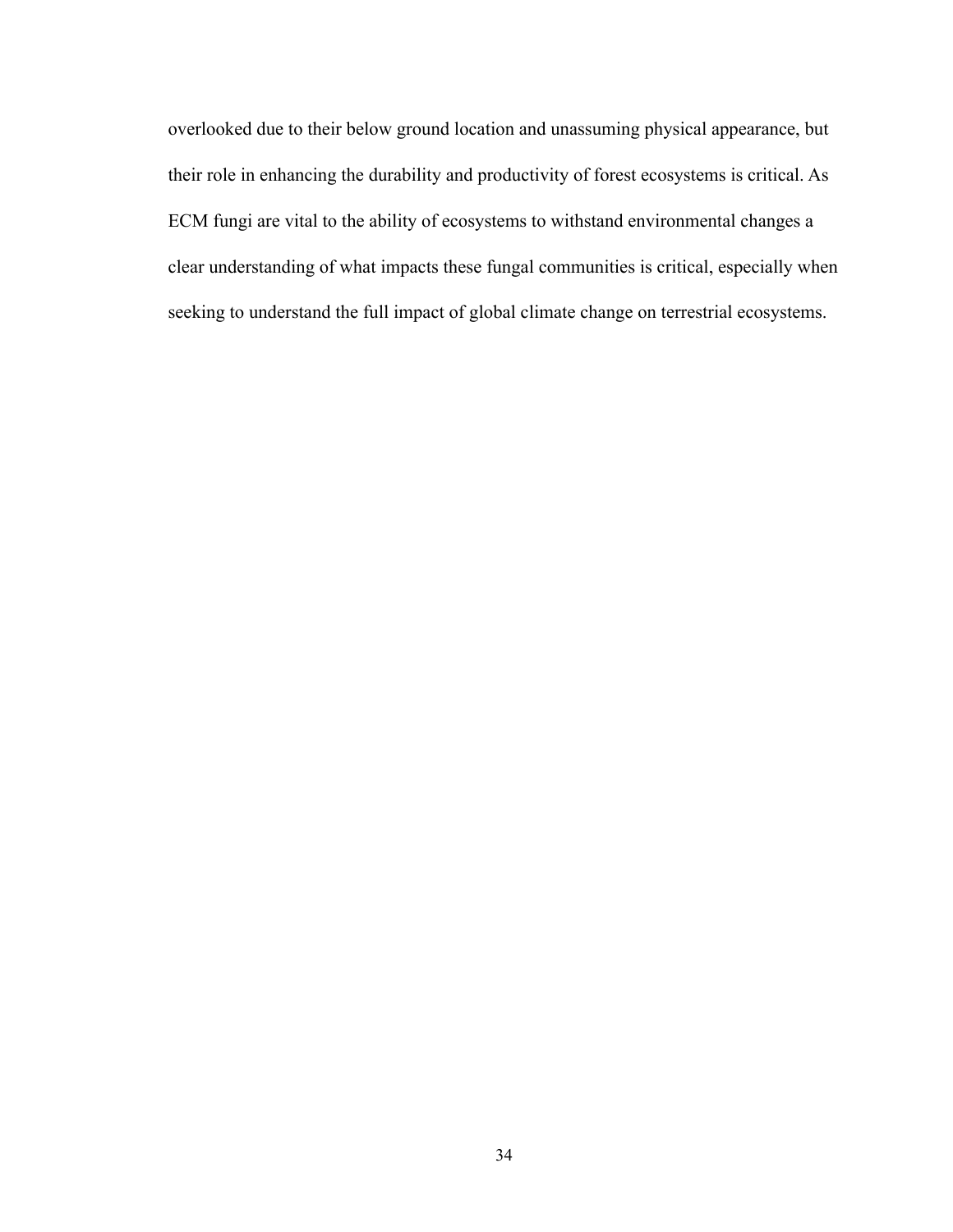overlooked due to their below ground location and unassuming physical appearance, but their role in enhancing the durability and productivity of forest ecosystems is critical. As ECM fungi are vital to the ability of ecosystems to withstand environmental changes a clear understanding of what impacts these fungal communities is critical, especially when seeking to understand the full impact of global climate change on terrestrial ecosystems.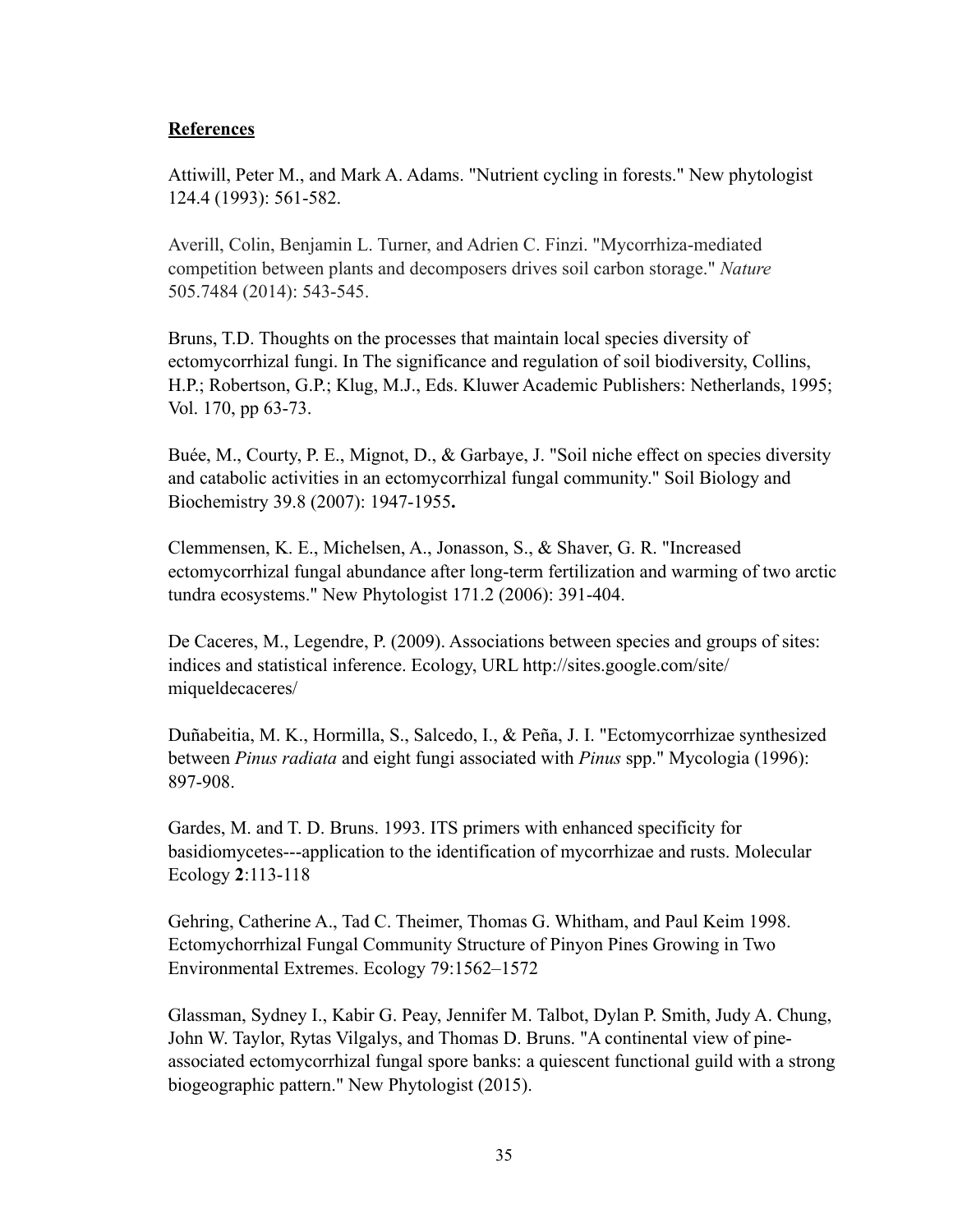**References**

Attiwill, Peter M., and Mark A. Adams. "Nutrient cycling in forests." New phytologist 124.4 (1993): 561-582.

Averill, Colin, Benjamin L. Turner, and Adrien C. Finzi. "Mycorrhiza-mediated competition between plants and decomposers drives soil carbon storage." *Nature* 505.7484 (2014): 543-545.

Bruns, T.D. Thoughts on the processes that maintain local species diversity of ectomycorrhizal fungi. In The significance and regulation of soil biodiversity, Collins, H.P.; Robertson, G.P.; Klug, M.J., Eds. Kluwer Academic Publishers: Netherlands, 1995; Vol. 170, pp 63-73.

Buée, M., Courty, P. E., Mignot, D., & Garbaye, J. "Soil niche effect on species diversity and catabolic activities in an ectomycorrhizal fungal community." Soil Biology and Biochemistry 39.8 (2007): 1947-1955**.**

Clemmensen, K. E., Michelsen, A., Jonasson, S., & Shaver, G. R. "Increased ectomycorrhizal fungal abundance after long-term fertilization and warming of two arctic tundra ecosystems." New Phytologist 171.2 (2006): 391-404.

De Caceres, M., Legendre, P. (2009). Associations between species and groups of sites: indices and statistical inference. Ecology, URL http://sites.google.com/site/miqueldecaceres/

Duñabeitia, M. K., Hormilla, S., Salcedo, I., & Peña, J. I. "Ectomycorrhizae synthesized between *Pinus radiata* and eight fungi associated with *Pinus* spp." Mycologia (1996): 897-908.

Gardes, M. and T. D. Bruns. 1993. ITS primers with enhanced specificity for basidiomycetes---application to the identification of mycorrhizae and rusts. Molecular Ecology **2**:113-118

Gehring, Catherine A., Tad C. Theimer, Thomas G. Whitham, and Paul Keim 1998. Ectomychorrhizal Fungal Community Structure of Pinyon Pines Growing in Two Environmental Extremes. Ecology 79:1562–1572

Glassman, Sydney I., Kabir G. Peay, Jennifer M. Talbot, Dylan P. Smith, Judy A. Chung, John W. Taylor, Rytas Vilgalys, and Thomas D. Bruns. "A continental view of pine-associated ectomycorrhizal fungal spore banks: a quiescent functional guild with a strong biogeographic pattern." New Phytologist (2015).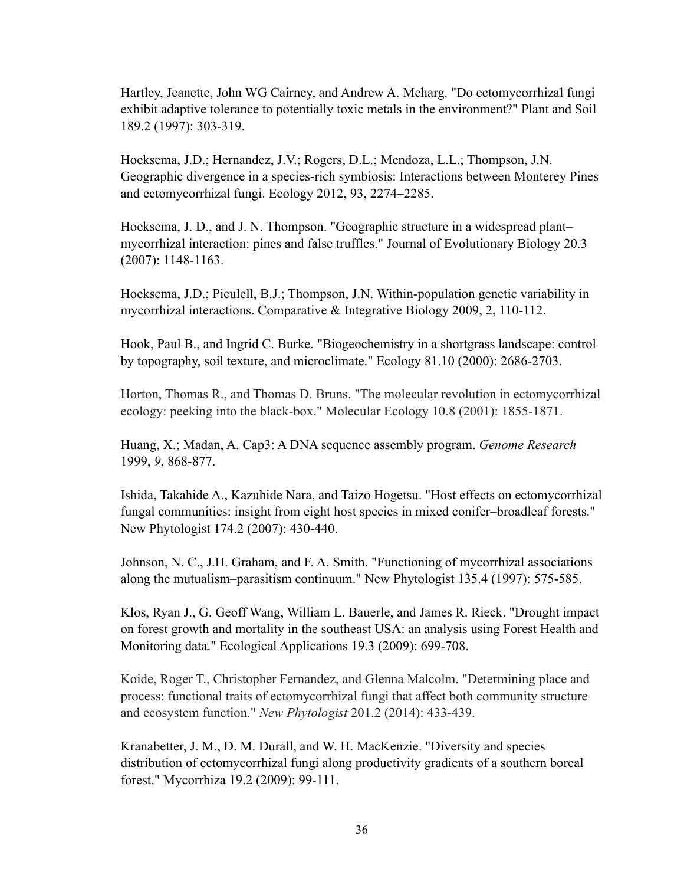Hartley, Jeanette, John WG Cairney, and Andrew A. Meharg. "Do ectomycorrhizal fungi exhibit adaptive tolerance to potentially toxic metals in the environment?" Plant and Soil 189.2 (1997): 303-319.

Hoeksema, J.D.; Hernandez, J.V.; Rogers, D.L.; Mendoza, L.L.; Thompson, J.N. Geographic divergence in a species-rich symbiosis: Interactions between Monterey Pines and ectomycorrhizal fungi. Ecology 2012, 93, 2274–2285.

Hoeksema, J. D., and J. N. Thompson. "Geographic structure in a widespread plant–mycorrhizal interaction: pines and false truffles." Journal of Evolutionary Biology 20.3 (2007): 1148-1163.

Hoeksema, J.D.; Piculell, B.J.; Thompson, J.N. Within-population genetic variability in mycorrhizal interactions. Comparative & Integrative Biology 2009, 2, 110-112.

Hook, Paul B., and Ingrid C. Burke. "Biogeochemistry in a shortgrass landscape: control by topography, soil texture, and microclimate." Ecology 81.10 (2000): 2686-2703.

Horton, Thomas R., and Thomas D. Bruns. "The molecular revolution in ectomycorrhizal ecology: peeking into the black-box." Molecular Ecology 10.8 (2001): 1855-1871.

Huang, X.; Madan, A. Cap3: A DNA sequence assembly program. *Genome Research* 1999, *9*, 868-877.

Ishida, Takahide A., Kazuhide Nara, and Taizo Hogetsu. "Host effects on ectomycorrhizal fungal communities: insight from eight host species in mixed conifer–broadleaf forests." New Phytologist 174.2 (2007): 430-440.

Johnson, N. C., J.H. Graham, and F. A. Smith. "Functioning of mycorrhizal associations along the mutualism–parasitism continuum." New Phytologist 135.4 (1997): 575-585.

Klos, Ryan J., G. Geoff Wang, William L. Bauerle, and James R. Rieck. "Drought impact on forest growth and mortality in the southeast USA: an analysis using Forest Health and Monitoring data." Ecological Applications 19.3 (2009): 699-708.

Koide, Roger T., Christopher Fernandez, and Glenna Malcolm. "Determining place and process: functional traits of ectomycorrhizal fungi that affect both community structure and ecosystem function." *New Phytologist* 201.2 (2014): 433-439.

Kranabetter, J. M., D. M. Durall, and W. H. MacKenzie. "Diversity and species distribution of ectomycorrhizal fungi along productivity gradients of a southern boreal forest." Mycorrhiza 19.2 (2009): 99-111.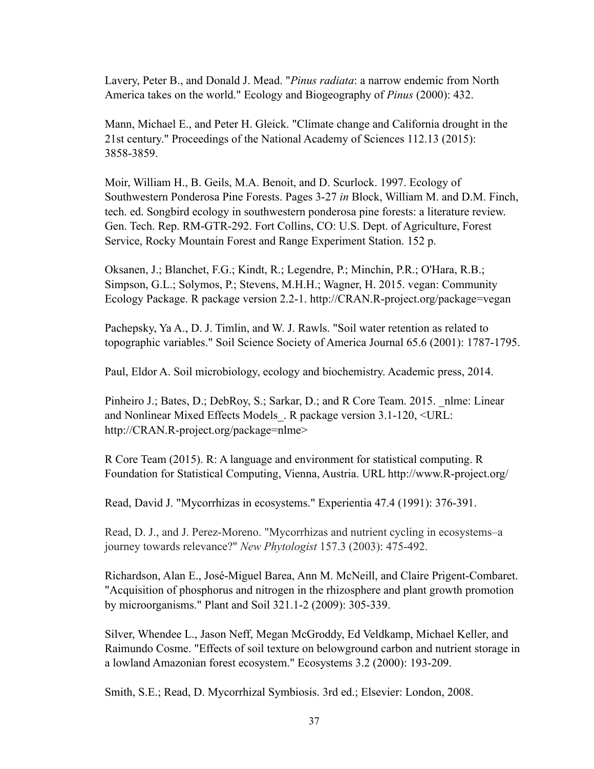Lavery, Peter B., and Donald J. Mead. "*Pinus radiata*: a narrow endemic from North America takes on the world." Ecology and Biogeography of *Pinus* (2000): 432.

Mann, Michael E., and Peter H. Gleick. "Climate change and California drought in the 21st century." Proceedings of the National Academy of Sciences 112.13 (2015): 3858-3859.

Moir, William H., B. Geils, M.A. Benoit, and D. Scurlock. 1997. Ecology of Southwestern Ponderosa Pine Forests. Pages 3-27 *in* Block, William M. and D.M. Finch, tech. ed. Songbird ecology in southwestern ponderosa pine forests: a literature review. Gen. Tech. Rep. RM-GTR-292. Fort Collins, CO: U.S. Dept. of Agriculture, Forest Service, Rocky Mountain Forest and Range Experiment Station. 152 p.

Oksanen, J.; Blanchet, F.G.; Kindt, R.; Legendre, P.; Minchin, P.R.; O'Hara, R.B.; Simpson, G.L.; Solymos, P.; Stevens, M.H.H.; Wagner, H. 2015. vegan: Community Ecology Package. R package version 2.2-1. http://CRAN.R-project.org/package=vegan

Pachepsky, Ya A., D. J. Timlin, and W. J. Rawls. "Soil water retention as related to topographic variables." Soil Science Society of America Journal 65.6 (2001): 1787-1795.

Paul, Eldor A. Soil microbiology, ecology and biochemistry. Academic press, 2014.

Pinheiro J.; Bates, D.; DebRoy, S.; Sarkar, D.; and R Core Team. 2015. _nlme: Linear and Nonlinear Mixed Effects Models_. R package version 3.1-120, <URL: http://CRAN.R-project.org/package=nlme>

R Core Team (2015). R: A language and environment for statistical computing. R Foundation for Statistical Computing, Vienna, Austria. URL http://www.R-project.org/

Read, David J. "Mycorrhizas in ecosystems." Experientia 47.4 (1991): 376-391.

Read, D. J., and J. Perez-Moreno. "Mycorrhizas and nutrient cycling in ecosystems–a journey towards relevance?" *New Phytologist* 157.3 (2003): 475-492.

Richardson, Alan E., José-Miguel Barea, Ann M. McNeill, and Claire Prigent-Combaret. "Acquisition of phosphorus and nitrogen in the rhizosphere and plant growth promotion by microorganisms." Plant and Soil 321.1-2 (2009): 305-339.

Silver, Whendee L., Jason Neff, Megan McGroddy, Ed Veldkamp, Michael Keller, and Raimundo Cosme. "Effects of soil texture on belowground carbon and nutrient storage in a lowland Amazonian forest ecosystem." Ecosystems 3.2 (2000): 193-209.

Smith, S.E.; Read, D. Mycorrhizal Symbiosis. 3rd ed.; Elsevier: London, 2008.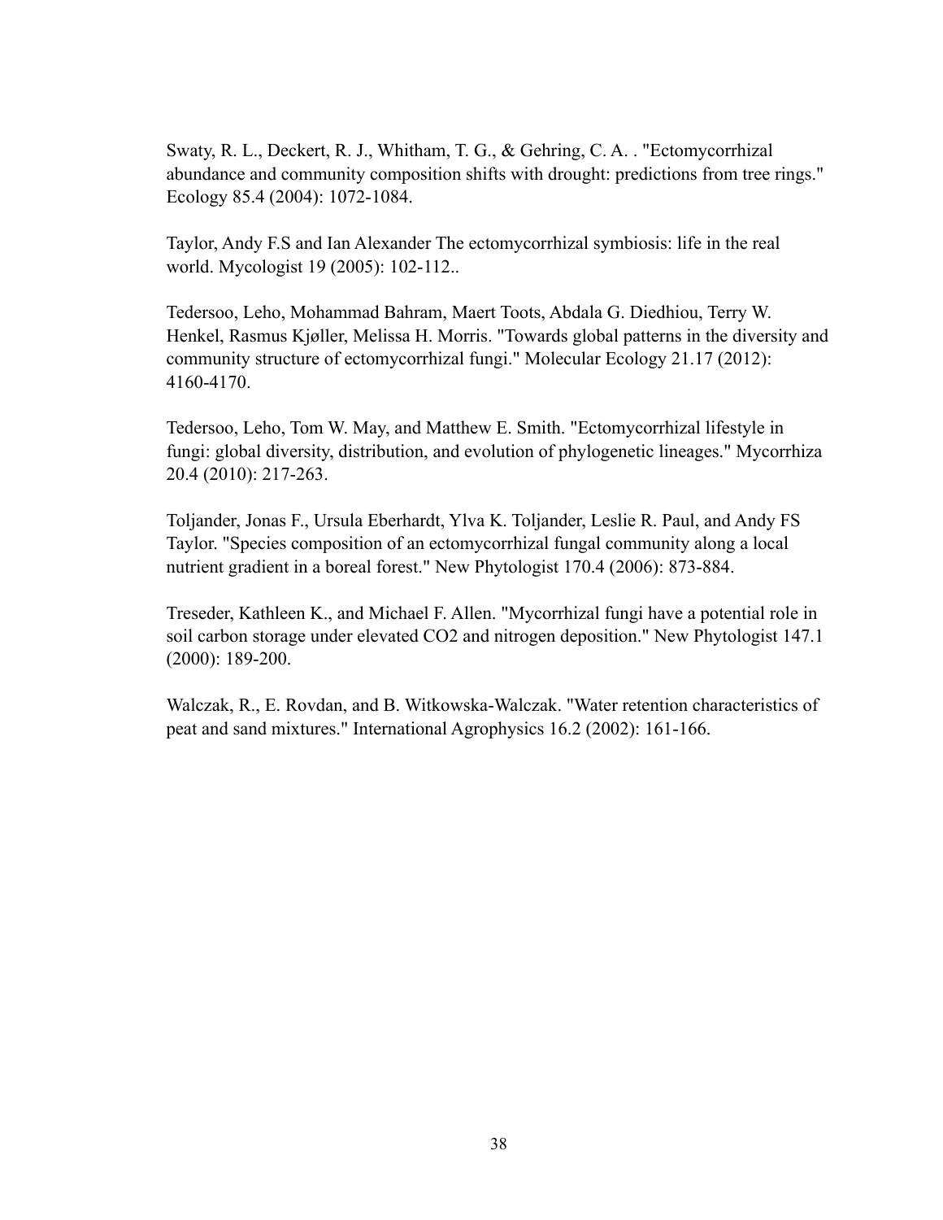Swaty, R. L., Deckert, R. J., Whitham, T. G., & Gehring, C. A. . "Ectomycorrhizal abundance and community composition shifts with drought: predictions from tree rings." Ecology 85.4 (2004): 1072-1084.

Taylor, Andy F.S and Ian Alexander The ectomycorrhizal symbiosis: life in the real world. Mycologist 19 (2005): 102-112..

Tedersoo, Leho, Mohammad Bahram, Maert Toots, Abdala G. Diedhiou, Terry W. Henkel, Rasmus Kjøller, Melissa H. Morris. "Towards global patterns in the diversity and community structure of ectomycorrhizal fungi." Molecular Ecology 21.17 (2012): 4160-4170.

Tedersoo, Leho, Tom W. May, and Matthew E. Smith. "Ectomycorrhizal lifestyle in fungi: global diversity, distribution, and evolution of phylogenetic lineages." Mycorrhiza 20.4 (2010): 217-263.

Toljander, Jonas F., Ursula Eberhardt, Ylva K. Toljander, Leslie R. Paul, and Andy FS Taylor. "Species composition of an ectomycorrhizal fungal community along a local nutrient gradient in a boreal forest." New Phytologist 170.4 (2006): 873-884.

Treseder, Kathleen K., and Michael F. Allen. "Mycorrhizal fungi have a potential role in soil carbon storage under elevated CO2 and nitrogen deposition." New Phytologist 147.1 (2000): 189-200.

Walczak, R., E. Rovdan, and B. Witkowska-Walczak. "Water retention characteristics of peat and sand mixtures." International Agrophysics 16.2 (2002): 161-166.